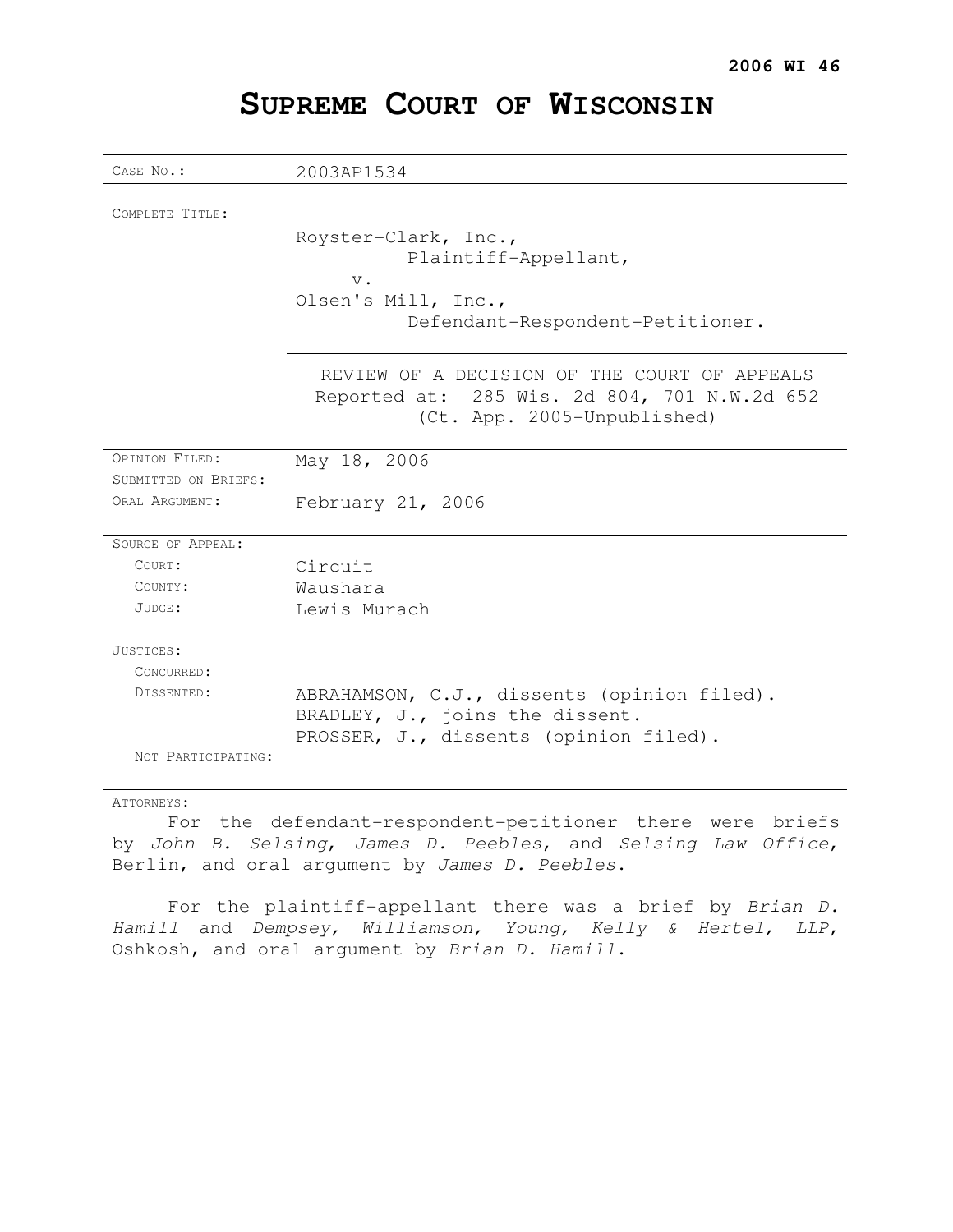**2006 WI 46**

# SUPREME COURT OF WISCONSIN

| | |
|---|---|
| CASE NO.: | 2003AP1534 |
| COMPLETE TITLE: | Royster-Clark, Inc.,<br>Plaintiff-Appellant,<br>v.<br>Olsen's Mill, Inc.,<br>Defendant-Respondent-Petitioner. |
| | REVIEW OF A DECISION OF THE COURT OF APPEALS<br>Reported at: 285 Wis. 2d 804, 701 N.W.2d 652<br>(Ct. App. 2005-Unpublished) |
| OPINION FILED: | May 18, 2006 |
| SUBMITTED ON BRIEFS: | |
| ORAL ARGUMENT: | February 21, 2006 |
| SOURCE OF APPEAL: | |
| COURT: | Circuit |
| COUNTY: | Waushara |
| JUDGE: | Lewis Murach |
| JUSTICES: | |
| CONCURRED: | |
| DISSENTED: | ABRAHAMSON, C.J., dissents (opinion filed).<br>BRADLEY, J., joins the dissent.<br>PROSSER, J., dissents (opinion filed). |
| NOT PARTICIPATING: | |

ATTORNEYS:

For the defendant-respondent-petitioner there were briefs by *John B. Selsing*, *James D. Peebles*, and *Selsing Law Office*, Berlin, and oral argument by *James D. Peebles*.

For the plaintiff-appellant there was a brief by *Brian D. Hamill* and *Dempsey, Williamson, Young, Kelly & Hertel, LLP*, Oshkosh, and oral argument by *Brian D. Hamill*.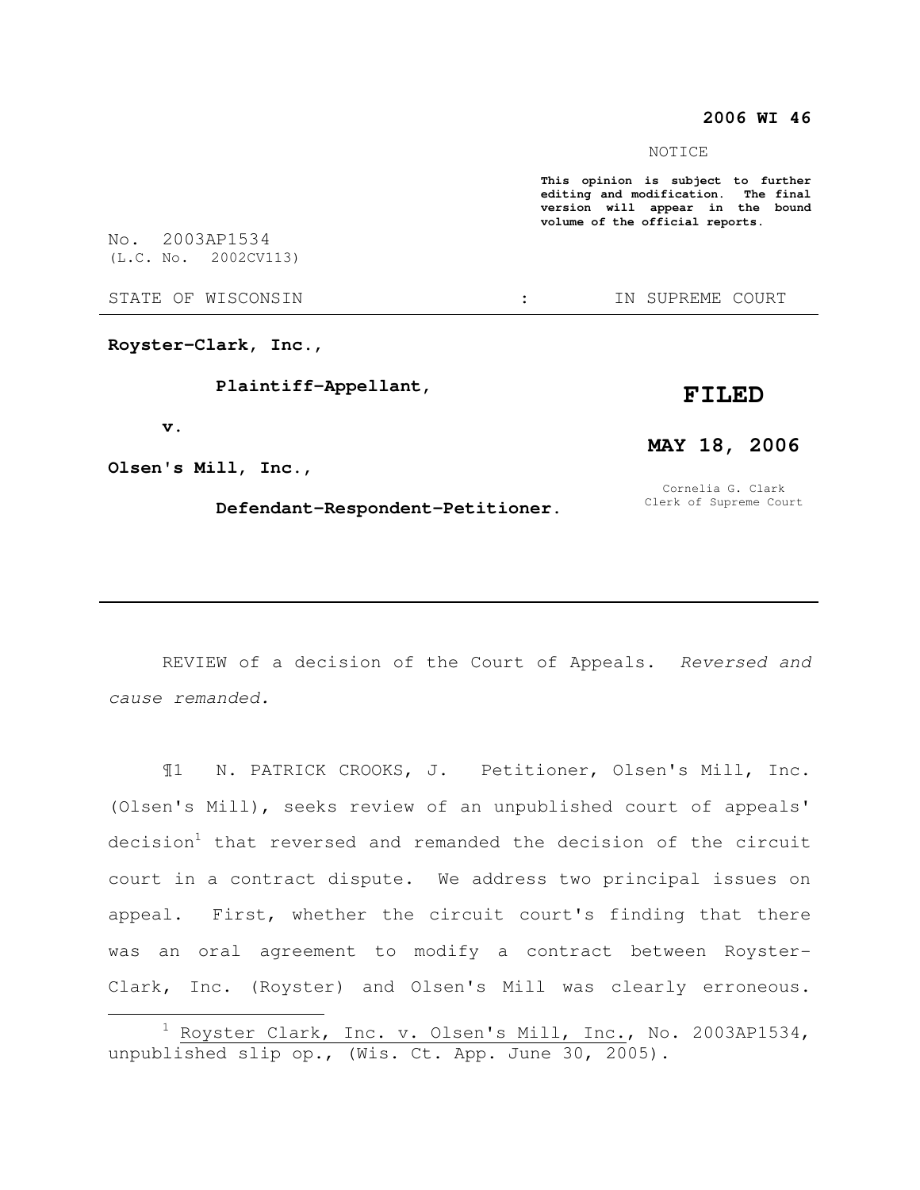**2006 WI 46**

NOTICE

**This opinion is subject to further editing and modification. The final version will appear in the bound volume of the official reports.**

No. 2003AP1534
(L.C. No. 2002CV113)

STATE OF WISCONSIN : IN SUPREME COURT

---

**Royster-Clark, Inc.,**

**Plaintiff-Appellant,**

**v.**

**Olsen's Mill, Inc.,**

**Defendant-Respondent-Petitioner.**

**FILED**

**MAY 18, 2006**

Cornelia G. Clark
Clerk of Supreme Court

---

REVIEW of a decision of the Court of Appeals. *Reversed and cause remanded.*

¶1 N. PATRICK CROOKS, J. Petitioner, Olsen's Mill, Inc. (Olsen's Mill), seeks review of an unpublished court of appeals' decision[1] that reversed and remanded the decision of the circuit court in a contract dispute. We address two principal issues on appeal. First, whether the circuit court's finding that there was an oral agreement to modify a contract between Royster-Clark, Inc. (Royster) and Olsen's Mill was clearly erroneous.

---

[1] Royster Clark, Inc. v. Olsen's Mill, Inc., No. 2003AP1534, unpublished slip op., (Wis. Ct. App. June 30, 2005).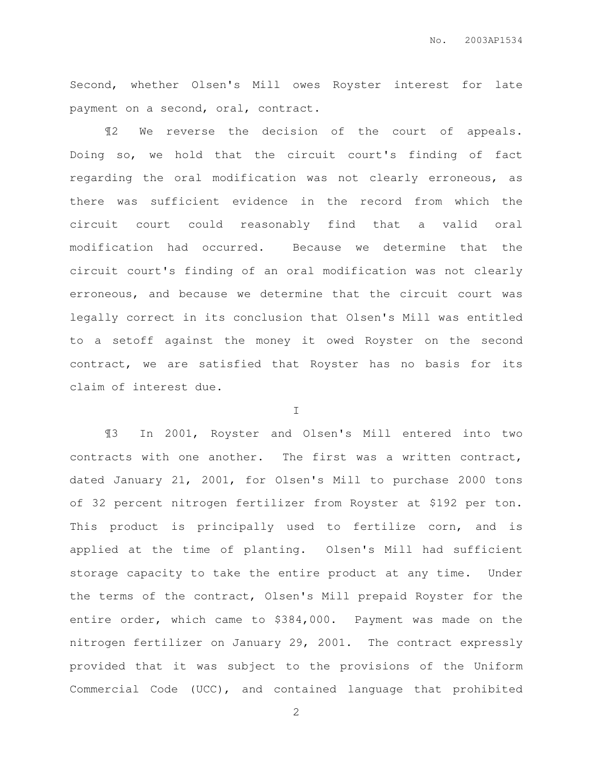Second, whether Olsen's Mill owes Royster interest for late payment on a second, oral, contract.

¶2 We reverse the decision of the court of appeals. Doing so, we hold that the circuit court's finding of fact regarding the oral modification was not clearly erroneous, as there was sufficient evidence in the record from which the circuit court could reasonably find that a valid oral modification had occurred. Because we determine that the circuit court's finding of an oral modification was not clearly erroneous, and because we determine that the circuit court was legally correct in its conclusion that Olsen's Mill was entitled to a setoff against the money it owed Royster on the second contract, we are satisfied that Royster has no basis for its claim of interest due.

I

¶3 In 2001, Royster and Olsen's Mill entered into two contracts with one another. The first was a written contract, dated January 21, 2001, for Olsen's Mill to purchase 2000 tons of 32 percent nitrogen fertilizer from Royster at $192 per ton. This product is principally used to fertilize corn, and is applied at the time of planting. Olsen's Mill had sufficient storage capacity to take the entire product at any time. Under the terms of the contract, Olsen's Mill prepaid Royster for the entire order, which came to $384,000. Payment was made on the nitrogen fertilizer on January 29, 2001. The contract expressly provided that it was subject to the provisions of the Uniform Commercial Code (UCC), and contained language that prohibited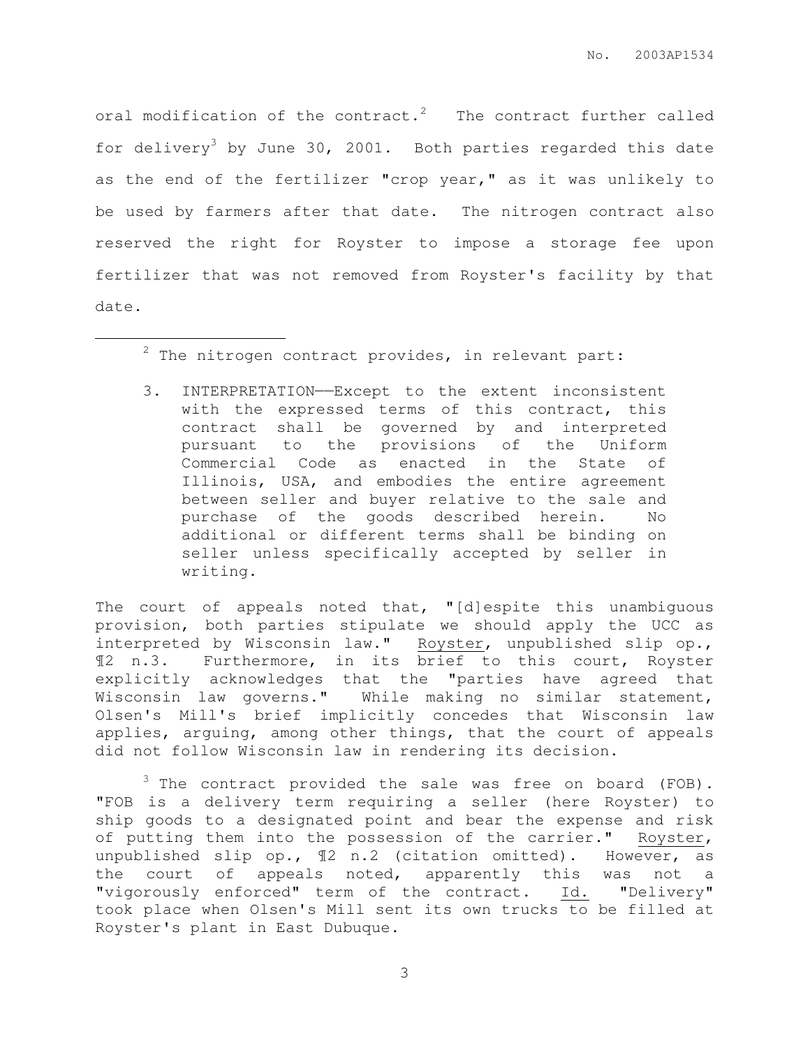oral modification of the contract.[2] The contract further called for delivery[3] by June 30, 2001. Both parties regarded this date as the end of the fertilizer "crop year," as it was unlikely to be used by farmers after that date. The nitrogen contract also reserved the right for Royster to impose a storage fee upon fertilizer that was not removed from Royster's facility by that date.

---

[2] The nitrogen contract provides, in relevant part:

> 3. INTERPRETATION——Except to the extent inconsistent with the expressed terms of this contract, this contract shall be governed by and interpreted pursuant to the provisions of the Uniform Commercial Code as enacted in the State of Illinois, USA, and embodies the entire agreement between seller and buyer relative to the sale and purchase of the goods described herein. No additional or different terms shall be binding on seller unless specifically accepted by seller in writing.

The court of appeals noted that, "[d]espite this unambiguous provision, both parties stipulate we should apply the UCC as interpreted by Wisconsin law." Royster, unpublished slip op., ¶2 n.3. Furthermore, in its brief to this court, Royster explicitly acknowledges that the "parties have agreed that Wisconsin law governs." While making no similar statement, Olsen's Mill's brief implicitly concedes that Wisconsin law applies, arguing, among other things, that the court of appeals did not follow Wisconsin law in rendering its decision.

[3] The contract provided the sale was free on board (FOB). "FOB is a delivery term requiring a seller (here Royster) to ship goods to a designated point and bear the expense and risk of putting them into the possession of the carrier." Royster, unpublished slip op., ¶2 n.2 (citation omitted). However, as the court of appeals noted, apparently this was not a "vigorously enforced" term of the contract. Id. "Delivery" took place when Olsen's Mill sent its own trucks to be filled at Royster's plant in East Dubuque.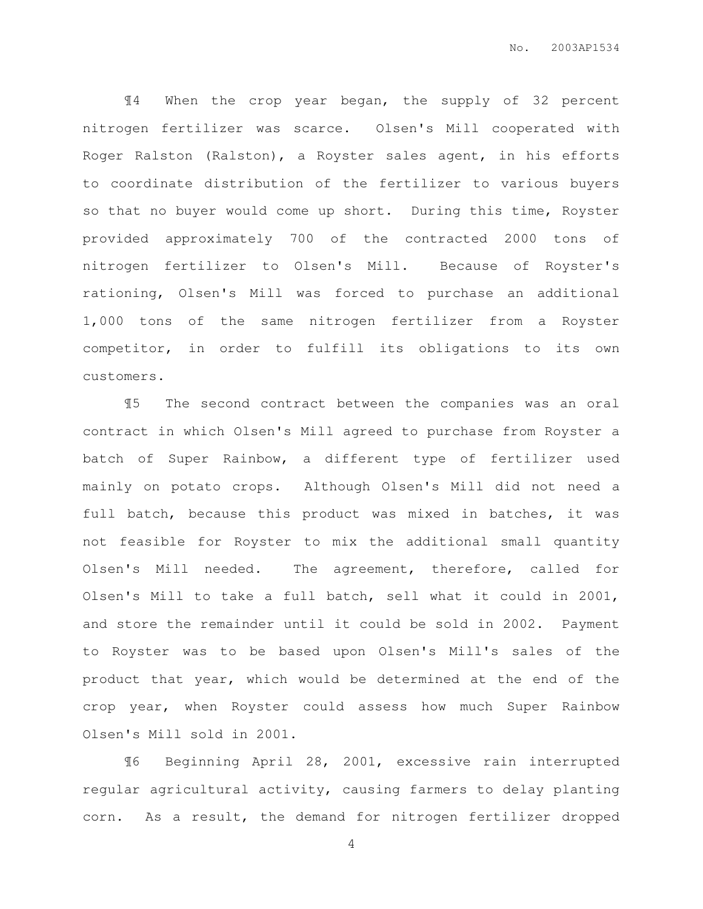¶4 When the crop year began, the supply of 32 percent nitrogen fertilizer was scarce. Olsen's Mill cooperated with Roger Ralston (Ralston), a Royster sales agent, in his efforts to coordinate distribution of the fertilizer to various buyers so that no buyer would come up short. During this time, Royster provided approximately 700 of the contracted 2000 tons of nitrogen fertilizer to Olsen's Mill. Because of Royster's rationing, Olsen's Mill was forced to purchase an additional 1,000 tons of the same nitrogen fertilizer from a Royster competitor, in order to fulfill its obligations to its own customers.

¶5 The second contract between the companies was an oral contract in which Olsen's Mill agreed to purchase from Royster a batch of Super Rainbow, a different type of fertilizer used mainly on potato crops. Although Olsen's Mill did not need a full batch, because this product was mixed in batches, it was not feasible for Royster to mix the additional small quantity Olsen's Mill needed. The agreement, therefore, called for Olsen's Mill to take a full batch, sell what it could in 2001, and store the remainder until it could be sold in 2002. Payment to Royster was to be based upon Olsen's Mill's sales of the product that year, which would be determined at the end of the crop year, when Royster could assess how much Super Rainbow Olsen's Mill sold in 2001.

¶6 Beginning April 28, 2001, excessive rain interrupted regular agricultural activity, causing farmers to delay planting corn. As a result, the demand for nitrogen fertilizer dropped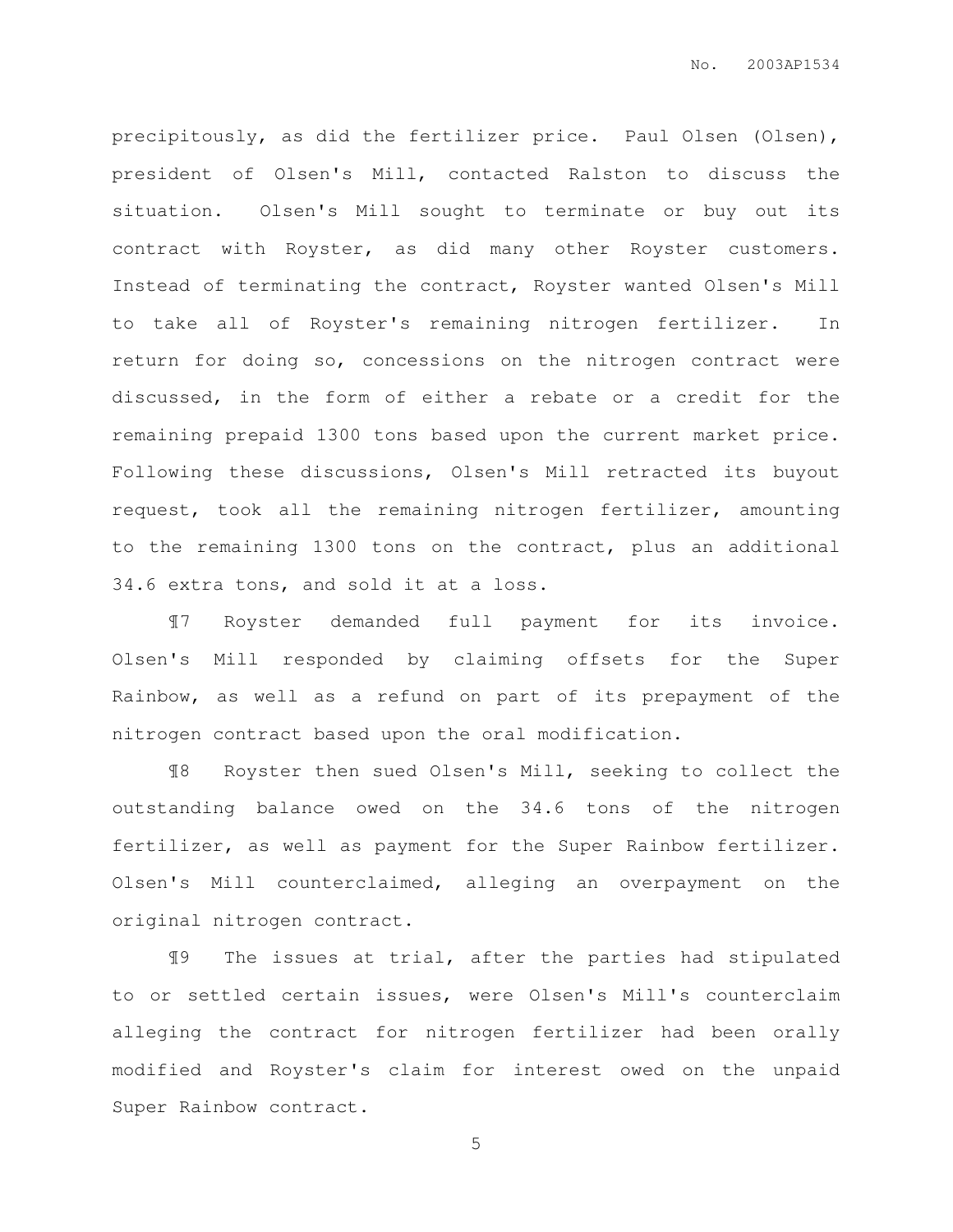precipitously, as did the fertilizer price. Paul Olsen (Olsen), president of Olsen's Mill, contacted Ralston to discuss the situation. Olsen's Mill sought to terminate or buy out its contract with Royster, as did many other Royster customers. Instead of terminating the contract, Royster wanted Olsen's Mill to take all of Royster's remaining nitrogen fertilizer. In return for doing so, concessions on the nitrogen contract were discussed, in the form of either a rebate or a credit for the remaining prepaid 1300 tons based upon the current market price. Following these discussions, Olsen's Mill retracted its buyout request, took all the remaining nitrogen fertilizer, amounting to the remaining 1300 tons on the contract, plus an additional 34.6 extra tons, and sold it at a loss.

¶7 Royster demanded full payment for its invoice. Olsen's Mill responded by claiming offsets for the Super Rainbow, as well as a refund on part of its prepayment of the nitrogen contract based upon the oral modification.

¶8 Royster then sued Olsen's Mill, seeking to collect the outstanding balance owed on the 34.6 tons of the nitrogen fertilizer, as well as payment for the Super Rainbow fertilizer. Olsen's Mill counterclaimed, alleging an overpayment on the original nitrogen contract.

¶9 The issues at trial, after the parties had stipulated to or settled certain issues, were Olsen's Mill's counterclaim alleging the contract for nitrogen fertilizer had been orally modified and Royster's claim for interest owed on the unpaid Super Rainbow contract.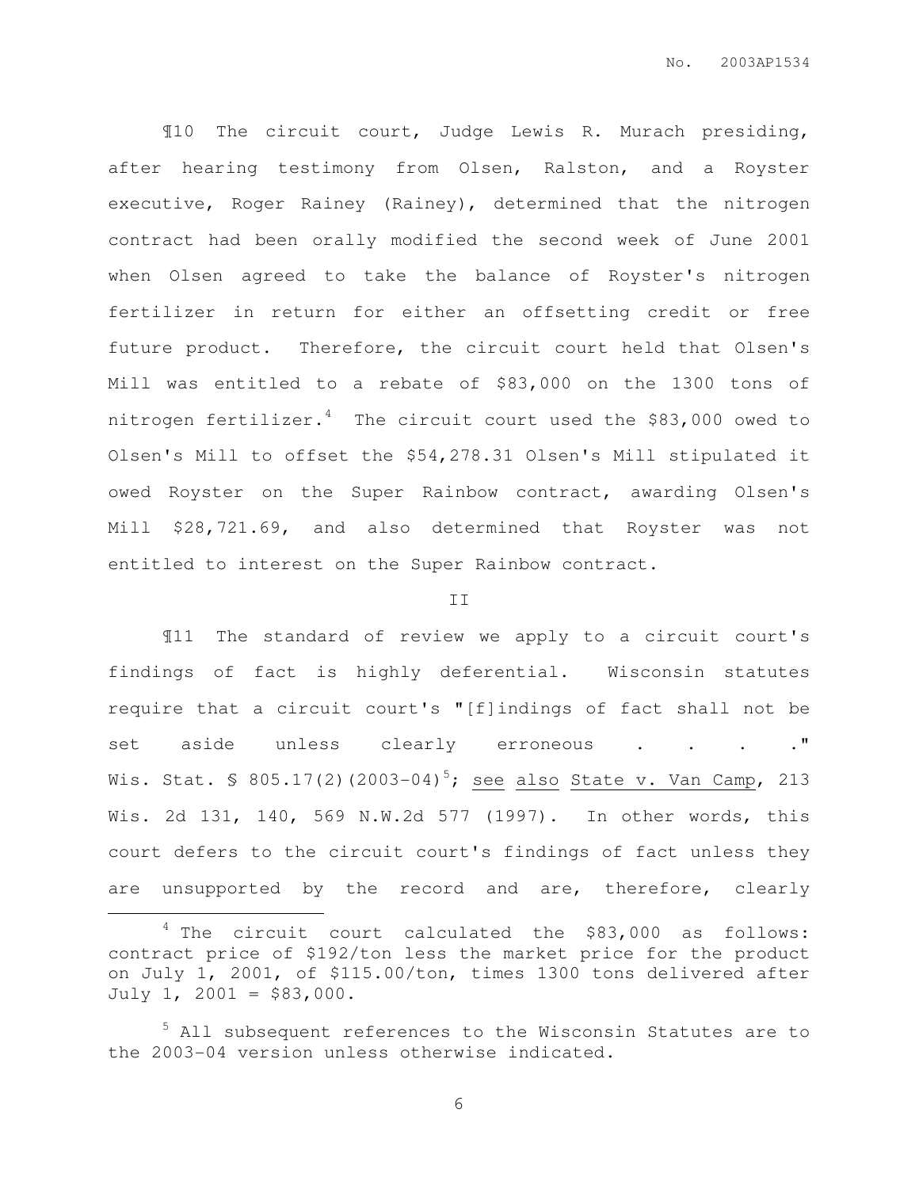¶10 The circuit court, Judge Lewis R. Murach presiding, after hearing testimony from Olsen, Ralston, and a Royster executive, Roger Rainey (Rainey), determined that the nitrogen contract had been orally modified the second week of June 2001 when Olsen agreed to take the balance of Royster's nitrogen fertilizer in return for either an offsetting credit or free future product. Therefore, the circuit court held that Olsen's Mill was entitled to a rebate of $83,000 on the 1300 tons of nitrogen fertilizer.[4] The circuit court used the $83,000 owed to Olsen's Mill to offset the $54,278.31 Olsen's Mill stipulated it owed Royster on the Super Rainbow contract, awarding Olsen's Mill $28,721.69, and also determined that Royster was not entitled to interest on the Super Rainbow contract.

## II

¶11 The standard of review we apply to a circuit court's findings of fact is highly deferential. Wisconsin statutes require that a circuit court's "[f]indings of fact shall not be set aside unless clearly erroneous . . . ." Wis. Stat. § 805.17(2)(2003-04)[5]; see also State v. Van Camp, 213 Wis. 2d 131, 140, 569 N.W.2d 577 (1997). In other words, this court defers to the circuit court's findings of fact unless they are unsupported by the record and are, therefore, clearly

---

[4] The circuit court calculated the $83,000 as follows: contract price of $192/ton less the market price for the product on July 1, 2001, of $115.00/ton, times 1300 tons delivered after July 1, 2001 = $83,000.

[5] All subsequent references to the Wisconsin Statutes are to the 2003-04 version unless otherwise indicated.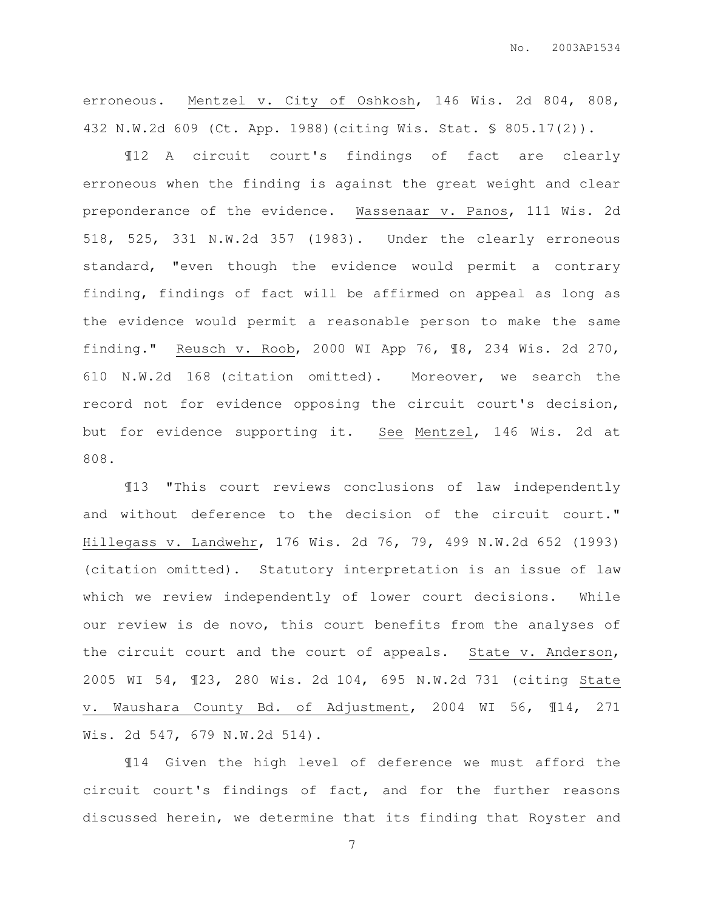erroneous. Mentzel v. City of Oshkosh, 146 Wis. 2d 804, 808, 432 N.W.2d 609 (Ct. App. 1988)(citing Wis. Stat. § 805.17(2)).

¶12 A circuit court's findings of fact are clearly erroneous when the finding is against the great weight and clear preponderance of the evidence. Wassenaar v. Panos, 111 Wis. 2d 518, 525, 331 N.W.2d 357 (1983). Under the clearly erroneous standard, "even though the evidence would permit a contrary finding, findings of fact will be affirmed on appeal as long as the evidence would permit a reasonable person to make the same finding." Reusch v. Roob, 2000 WI App 76, ¶8, 234 Wis. 2d 270, 610 N.W.2d 168 (citation omitted). Moreover, we search the record not for evidence opposing the circuit court's decision, but for evidence supporting it. See Mentzel, 146 Wis. 2d at 808.

¶13 "This court reviews conclusions of law independently and without deference to the decision of the circuit court." Hillegass v. Landwehr, 176 Wis. 2d 76, 79, 499 N.W.2d 652 (1993) (citation omitted). Statutory interpretation is an issue of law which we review independently of lower court decisions. While our review is de novo, this court benefits from the analyses of the circuit court and the court of appeals. State v. Anderson, 2005 WI 54, ¶23, 280 Wis. 2d 104, 695 N.W.2d 731 (citing State v. Waushara County Bd. of Adjustment, 2004 WI 56, ¶14, 271 Wis. 2d 547, 679 N.W.2d 514).

¶14 Given the high level of deference we must afford the circuit court's findings of fact, and for the further reasons discussed herein, we determine that its finding that Royster and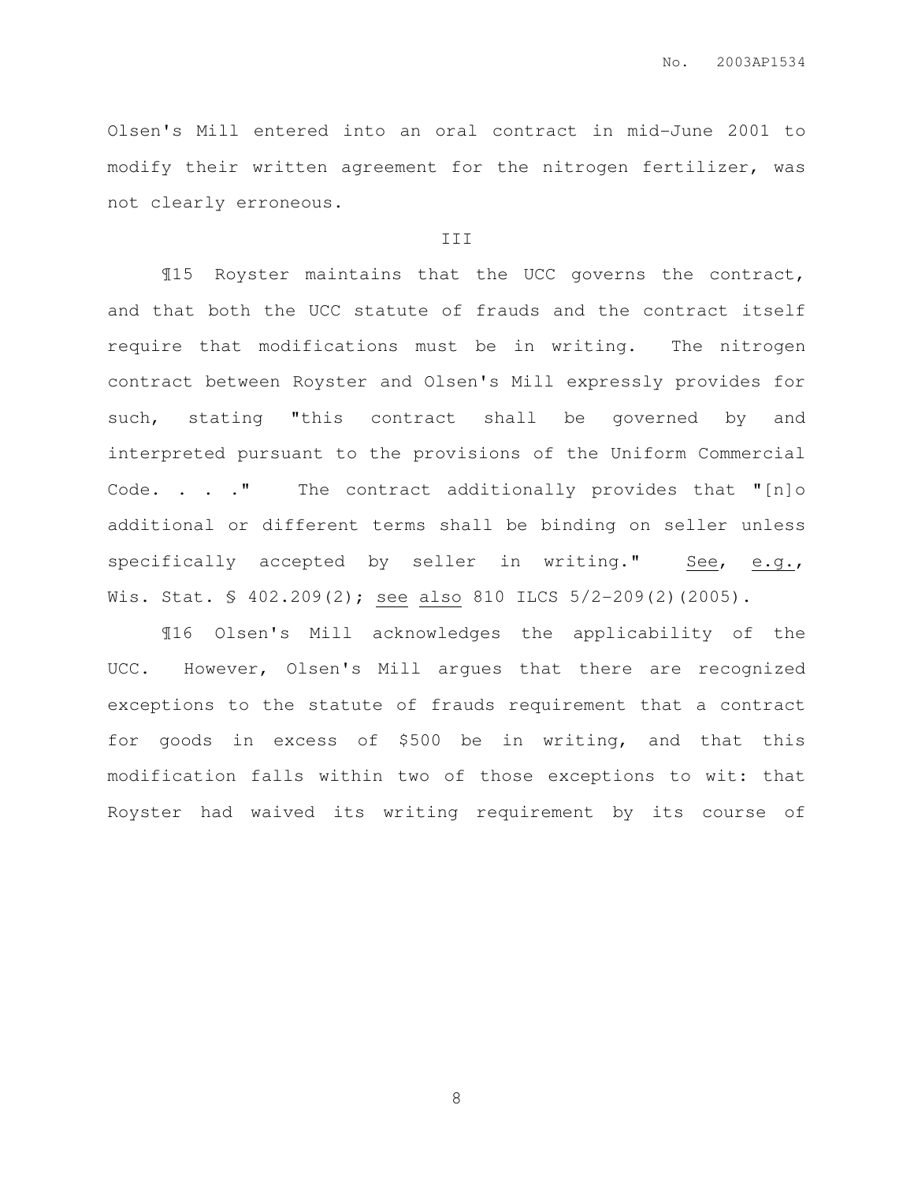Olsen's Mill entered into an oral contract in mid-June 2001 to modify their written agreement for the nitrogen fertilizer, was not clearly erroneous.

III

¶15 Royster maintains that the UCC governs the contract, and that both the UCC statute of frauds and the contract itself require that modifications must be in writing. The nitrogen contract between Royster and Olsen's Mill expressly provides for such, stating "this contract shall be governed by and interpreted pursuant to the provisions of the Uniform Commercial Code. . . ." The contract additionally provides that "[n]o additional or different terms shall be binding on seller unless specifically accepted by seller in writing." See, e.g., Wis. Stat. § 402.209(2); see also 810 ILCS 5/2-209(2)(2005).

¶16 Olsen's Mill acknowledges the applicability of the UCC. However, Olsen's Mill argues that there are recognized exceptions to the statute of frauds requirement that a contract for goods in excess of $500 be in writing, and that this modification falls within two of those exceptions to wit: that Royster had waived its writing requirement by its course of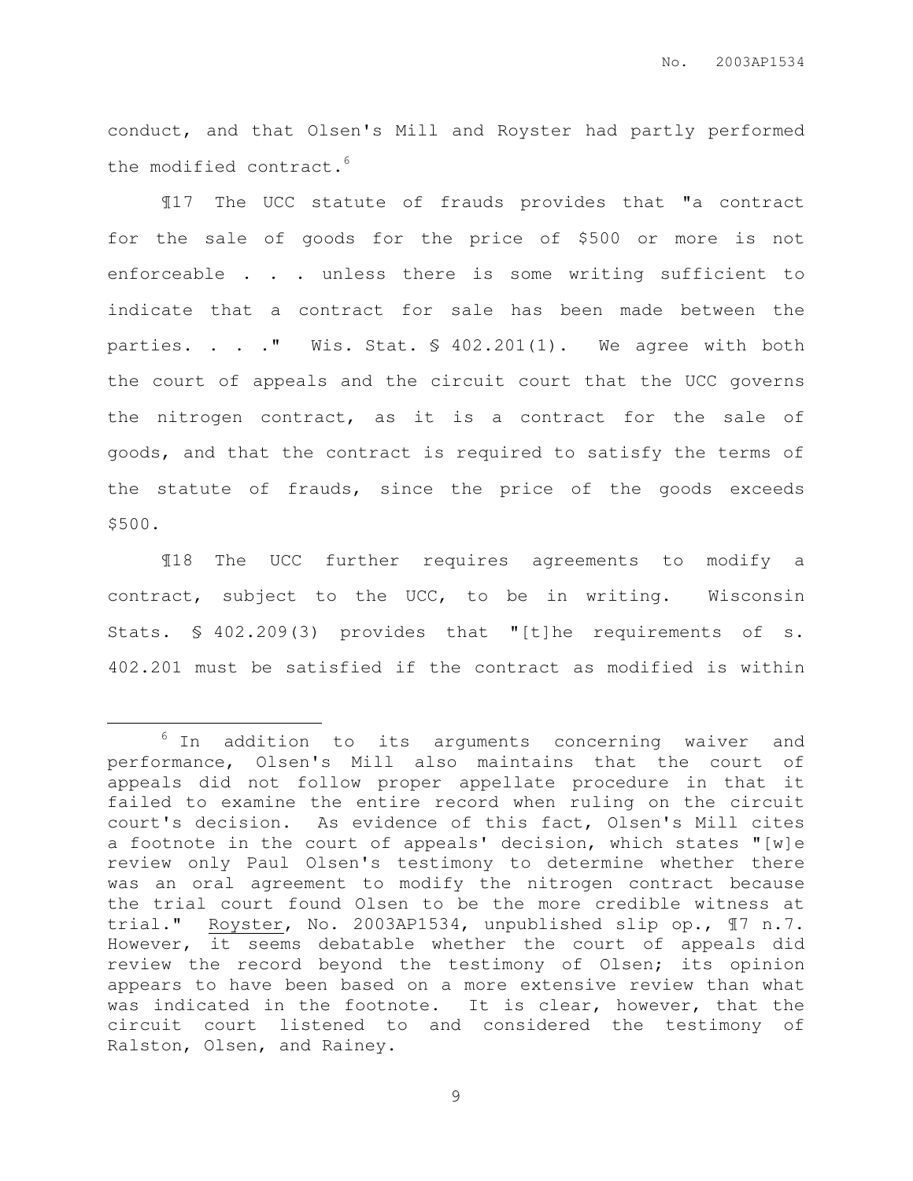conduct, and that Olsen's Mill and Royster had partly performed the modified contract.[6]

¶17 The UCC statute of frauds provides that "a contract for the sale of goods for the price of $500 or more is not enforceable . . . unless there is some writing sufficient to indicate that a contract for sale has been made between the parties. . . ." Wis. Stat. § 402.201(1). We agree with both the court of appeals and the circuit court that the UCC governs the nitrogen contract, as it is a contract for the sale of goods, and that the contract is required to satisfy the terms of the statute of frauds, since the price of the goods exceeds $500.

¶18 The UCC further requires agreements to modify a contract, subject to the UCC, to be in writing. Wisconsin Stats. § 402.209(3) provides that "[t]he requirements of s. 402.201 must be satisfied if the contract as modified is within

---

[6] In addition to its arguments concerning waiver and performance, Olsen's Mill also maintains that the court of appeals did not follow proper appellate procedure in that it failed to examine the entire record when ruling on the circuit court's decision. As evidence of this fact, Olsen's Mill cites a footnote in the court of appeals' decision, which states "[w]e review only Paul Olsen's testimony to determine whether there was an oral agreement to modify the nitrogen contract because the trial court found Olsen to be the more credible witness at trial." Royster, No. 2003AP1534, unpublished slip op., ¶7 n.7. However, it seems debatable whether the court of appeals did review the record beyond the testimony of Olsen; its opinion appears to have been based on a more extensive review than what was indicated in the footnote. It is clear, however, that the circuit court listened to and considered the testimony of Ralston, Olsen, and Rainey.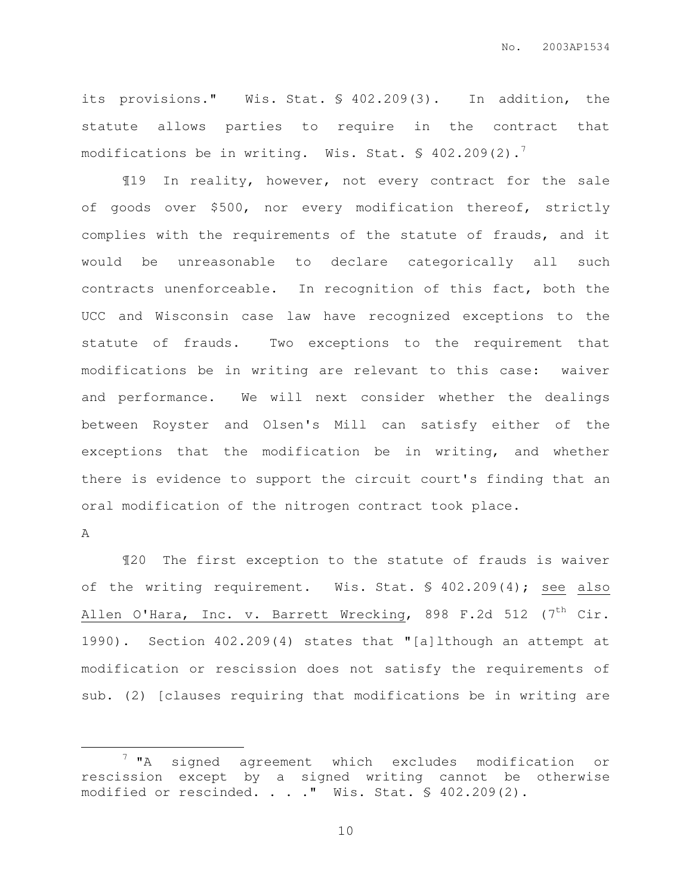its provisions." Wis. Stat. § 402.209(3). In addition, the statute allows parties to require in the contract that modifications be in writing. Wis. Stat. § 402.209(2).[7]

¶19 In reality, however, not every contract for the sale of goods over $500, nor every modification thereof, strictly complies with the requirements of the statute of frauds, and it would be unreasonable to declare categorically all such contracts unenforceable. In recognition of this fact, both the UCC and Wisconsin case law have recognized exceptions to the statute of frauds. Two exceptions to the requirement that modifications be in writing are relevant to this case: waiver and performance. We will next consider whether the dealings between Royster and Olsen's Mill can satisfy either of the exceptions that the modification be in writing, and whether there is evidence to support the circuit court's finding that an oral modification of the nitrogen contract took place.

A

¶20 The first exception to the statute of frauds is waiver of the writing requirement. Wis. Stat. § 402.209(4); see also Allen O'Hara, Inc. v. Barrett Wrecking, 898 F.2d 512 (7th Cir. 1990). Section 402.209(4) states that "[a]lthough an attempt at modification or rescission does not satisfy the requirements of sub. (2) [clauses requiring that modifications be in writing are

[7] "A signed agreement which excludes modification or rescission except by a signed writing cannot be otherwise modified or rescinded. . . ." Wis. Stat. § 402.209(2).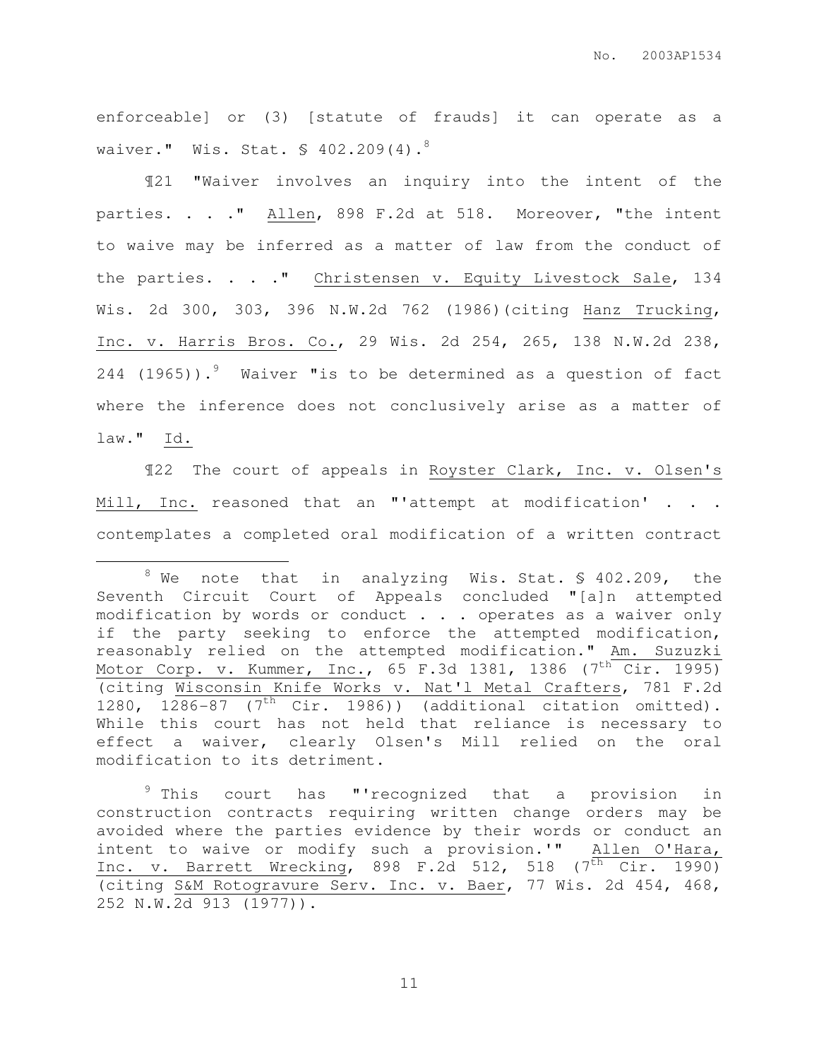enforceable] or (3) [statute of frauds] it can operate as a waiver." Wis. Stat. § 402.209(4).[8]

¶21 "Waiver involves an inquiry into the intent of the parties. . . ." Allen, 898 F.2d at 518. Moreover, "the intent to waive may be inferred as a matter of law from the conduct of the parties. . . ." Christensen v. Equity Livestock Sale, 134 Wis. 2d 300, 303, 396 N.W.2d 762 (1986)(citing Hanz Trucking, Inc. v. Harris Bros. Co., 29 Wis. 2d 254, 265, 138 N.W.2d 238, 244 (1965)).[9] Waiver "is to be determined as a question of fact where the inference does not conclusively arise as a matter of law." Id.

¶22 The court of appeals in Royster Clark, Inc. v. Olsen's Mill, Inc. reasoned that an "'attempt at modification' . . . contemplates a completed oral modification of a written contract

---

[8] We note that in analyzing Wis. Stat. § 402.209, the Seventh Circuit Court of Appeals concluded "[a]n attempted modification by words or conduct . . . operates as a waiver only if the party seeking to enforce the attempted modification, reasonably relied on the attempted modification." Am. Suzuki Motor Corp. v. Kummer, Inc., 65 F.3d 1381, 1386 (7th Cir. 1995) (citing Wisconsin Knife Works v. Nat'l Metal Crafters, 781 F.2d 1280, 1286-87 (7th Cir. 1986)) (additional citation omitted). While this court has not held that reliance is necessary to effect a waiver, clearly Olsen's Mill relied on the oral modification to its detriment.

[9] This court has "'recognized that a provision in construction contracts requiring written change orders may be avoided where the parties evidence by their words or conduct an intent to waive or modify such a provision.'" Allen O'Hara, Inc. v. Barrett Wrecking, 898 F.2d 512, 518 (7th Cir. 1990) (citing S&M Rotogravure Serv. Inc. v. Baer, 77 Wis. 2d 454, 468, 252 N.W.2d 913 (1977)).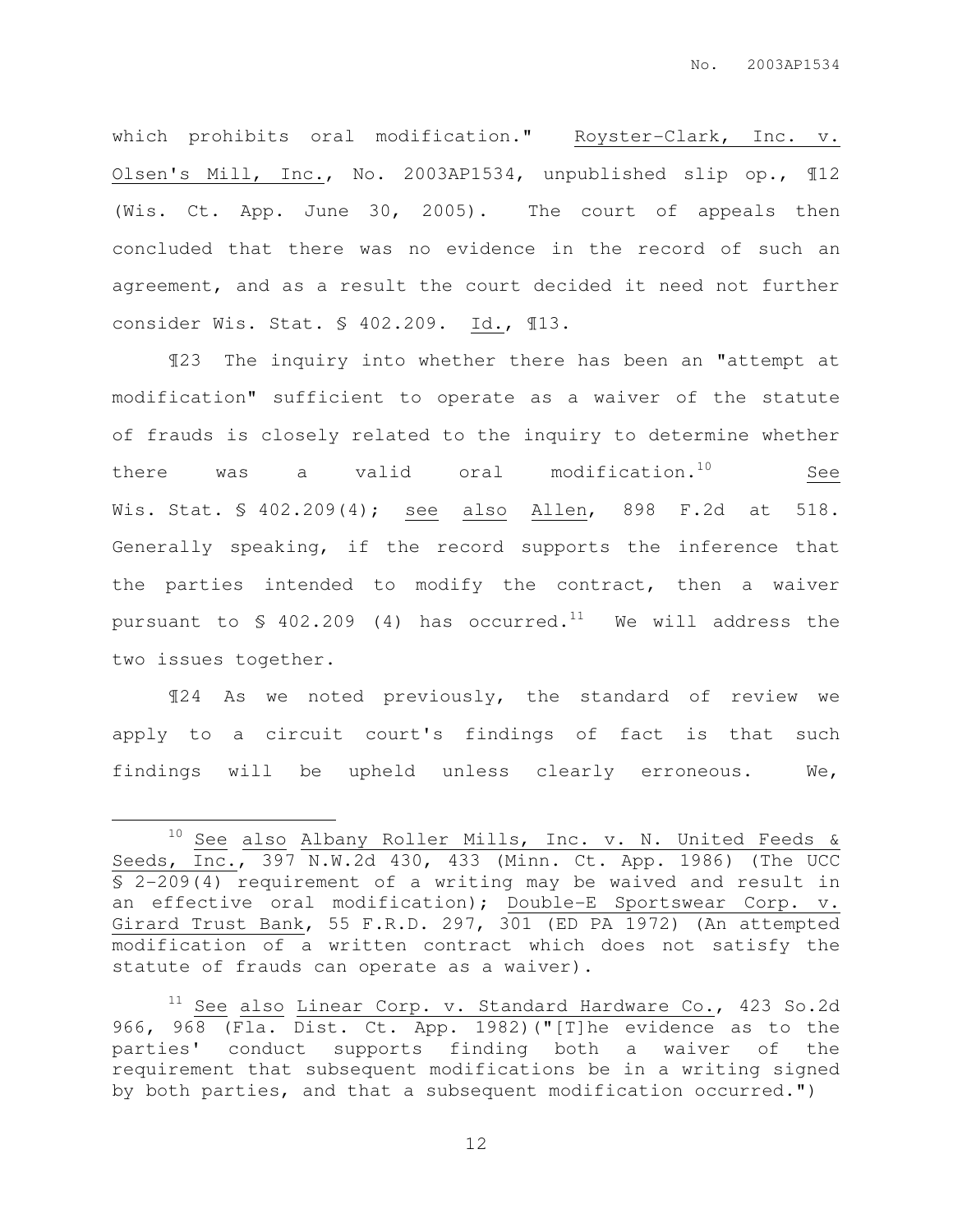which prohibits oral modification." Royster-Clark, Inc. v. Olsen's Mill, Inc., No. 2003AP1534, unpublished slip op., ¶12 (Wis. Ct. App. June 30, 2005). The court of appeals then concluded that there was no evidence in the record of such an agreement, and as a result the court decided it need not further consider Wis. Stat. § 402.209. Id., ¶13.

¶23 The inquiry into whether there has been an "attempt at modification" sufficient to operate as a waiver of the statute of frauds is closely related to the inquiry to determine whether there was a valid oral modification.[10] See Wis. Stat. § 402.209(4); see also Allen, 898 F.2d at 518. Generally speaking, if the record supports the inference that the parties intended to modify the contract, then a waiver pursuant to § 402.209 (4) has occurred.[11] We will address the two issues together.

¶24 As we noted previously, the standard of review we apply to a circuit court's findings of fact is that such findings will be upheld unless clearly erroneous. We,

---

[10] See also Albany Roller Mills, Inc. v. N. United Feeds & Seeds, Inc., 397 N.W.2d 430, 433 (Minn. Ct. App. 1986) (The UCC § 2-209(4) requirement of a writing may be waived and result in an effective oral modification); Double-E Sportswear Corp. v. Girard Trust Bank, 55 F.R.D. 297, 301 (ED PA 1972) (An attempted modification of a written contract which does not satisfy the statute of frauds can operate as a waiver).

[11] See also Linear Corp. v. Standard Hardware Co., 423 So.2d 966, 968 (Fla. Dist. Ct. App. 1982)("[T]he evidence as to the parties' conduct supports finding both a waiver of the requirement that subsequent modifications be in a writing signed by both parties, and that a subsequent modification occurred.")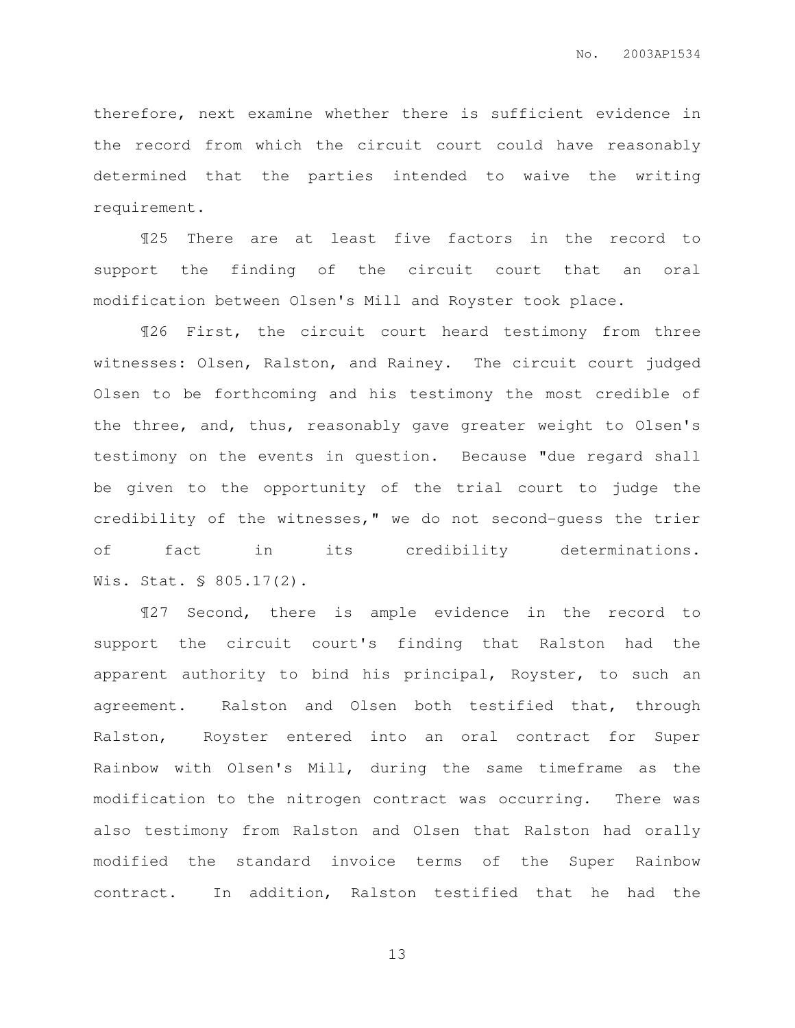therefore, next examine whether there is sufficient evidence in the record from which the circuit court could have reasonably determined that the parties intended to waive the writing requirement.

¶25 There are at least five factors in the record to support the finding of the circuit court that an oral modification between Olsen's Mill and Royster took place.

¶26 First, the circuit court heard testimony from three witnesses: Olsen, Ralston, and Rainey. The circuit court judged Olsen to be forthcoming and his testimony the most credible of the three, and, thus, reasonably gave greater weight to Olsen's testimony on the events in question. Because "due regard shall be given to the opportunity of the trial court to judge the credibility of the witnesses," we do not second-guess the trier of fact in its credibility determinations. Wis. Stat. § 805.17(2).

¶27 Second, there is ample evidence in the record to support the circuit court's finding that Ralston had the apparent authority to bind his principal, Royster, to such an agreement. Ralston and Olsen both testified that, through Ralston, Royster entered into an oral contract for Super Rainbow with Olsen's Mill, during the same timeframe as the modification to the nitrogen contract was occurring. There was also testimony from Ralston and Olsen that Ralston had orally modified the standard invoice terms of the Super Rainbow contract. In addition, Ralston testified that he had the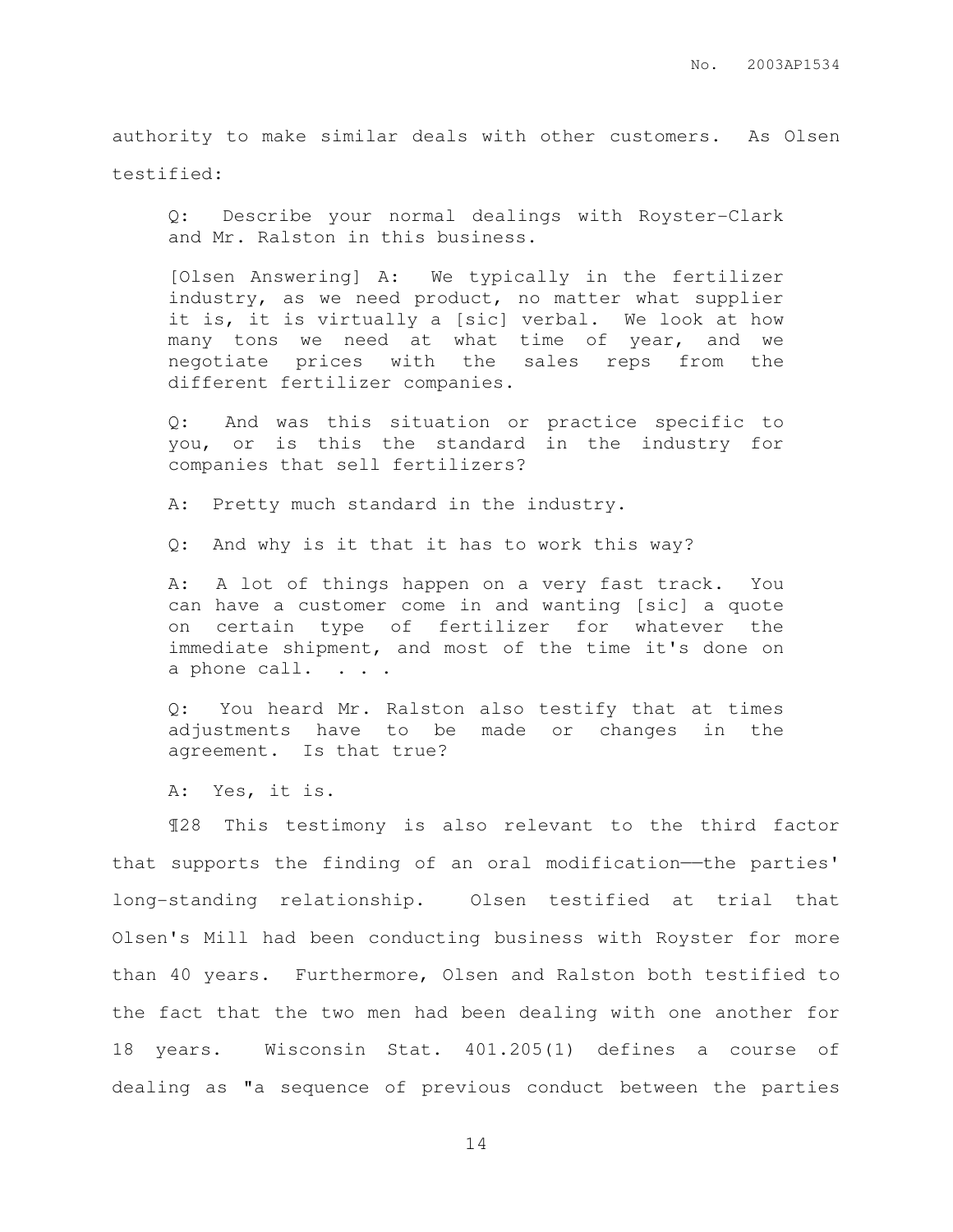authority to make similar deals with other customers. As Olsen testified:

> Q: Describe your normal dealings with Royster-Clark and Mr. Ralston in this business.
>
> [Olsen Answering] A: We typically in the fertilizer industry, as we need product, no matter what supplier it is, it is virtually a [sic] verbal. We look at how many tons we need at what time of year, and we negotiate prices with the sales reps from the different fertilizer companies.
>
> Q: And was this situation or practice specific to you, or is this the standard in the industry for companies that sell fertilizers?
>
> A: Pretty much standard in the industry.
>
> Q: And why is it that it has to work this way?
>
> A: A lot of things happen on a very fast track. You can have a customer come in and wanting [sic] a quote on certain type of fertilizer for whatever the immediate shipment, and most of the time it's done on a phone call. . . .
>
> Q: You heard Mr. Ralston also testify that at times adjustments have to be made or changes in the agreement. Is that true?
>
> A: Yes, it is.

¶28 This testimony is also relevant to the third factor that supports the finding of an oral modification——the parties' long-standing relationship. Olsen testified at trial that Olsen's Mill had been conducting business with Royster for more than 40 years. Furthermore, Olsen and Ralston both testified to the fact that the two men had been dealing with one another for 18 years. Wisconsin Stat. 401.205(1) defines a course of dealing as "a sequence of previous conduct between the parties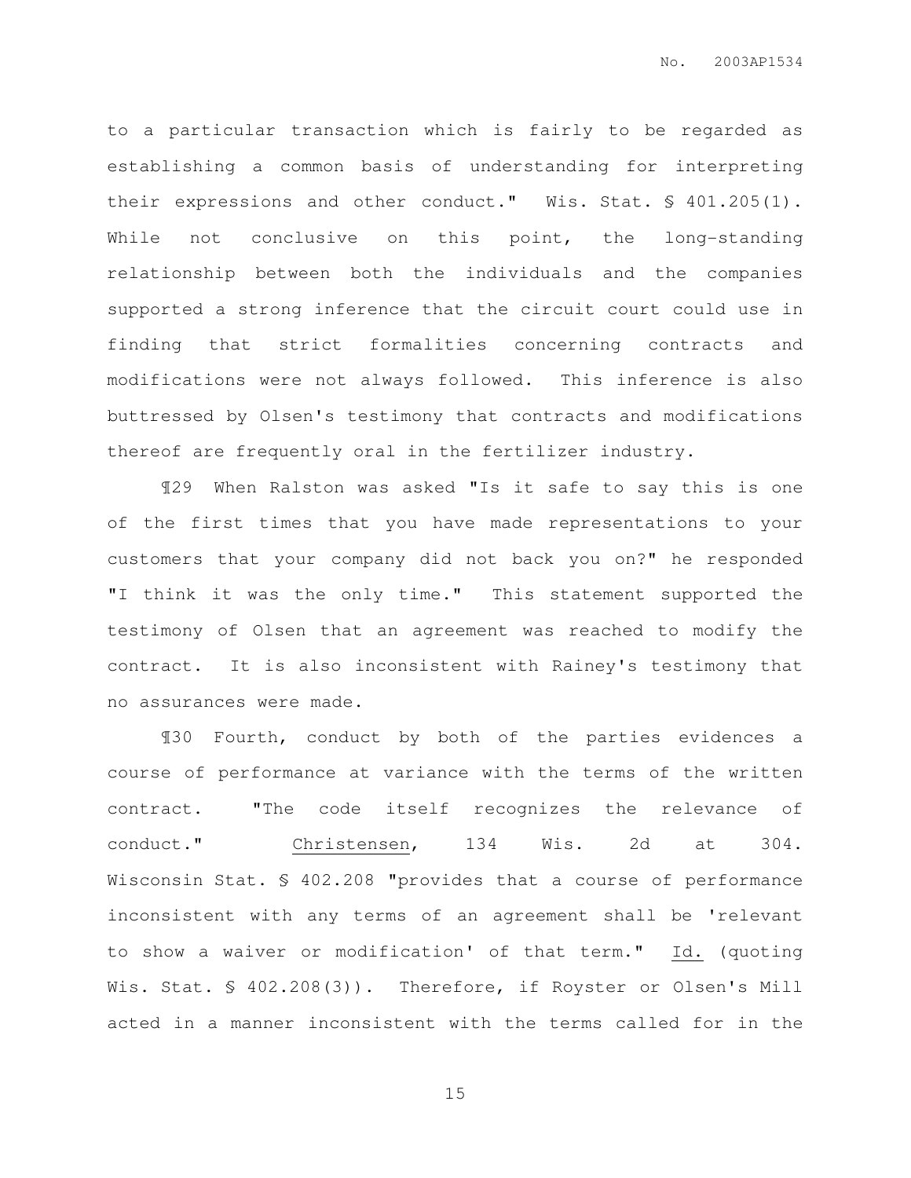to a particular transaction which is fairly to be regarded as establishing a common basis of understanding for interpreting their expressions and other conduct." Wis. Stat. § 401.205(1). While not conclusive on this point, the long-standing relationship between both the individuals and the companies supported a strong inference that the circuit court could use in finding that strict formalities concerning contracts and modifications were not always followed. This inference is also buttressed by Olsen's testimony that contracts and modifications thereof are frequently oral in the fertilizer industry.

¶29 When Ralston was asked "Is it safe to say this is one of the first times that you have made representations to your customers that your company did not back you on?" he responded "I think it was the only time." This statement supported the testimony of Olsen that an agreement was reached to modify the contract. It is also inconsistent with Rainey's testimony that no assurances were made.

¶30 Fourth, conduct by both of the parties evidences a course of performance at variance with the terms of the written contract. "The code itself recognizes the relevance of conduct." Christensen, 134 Wis. 2d at 304. Wisconsin Stat. § 402.208 "provides that a course of performance inconsistent with any terms of an agreement shall be 'relevant to show a waiver or modification' of that term." Id. (quoting Wis. Stat. § 402.208(3)). Therefore, if Royster or Olsen's Mill acted in a manner inconsistent with the terms called for in the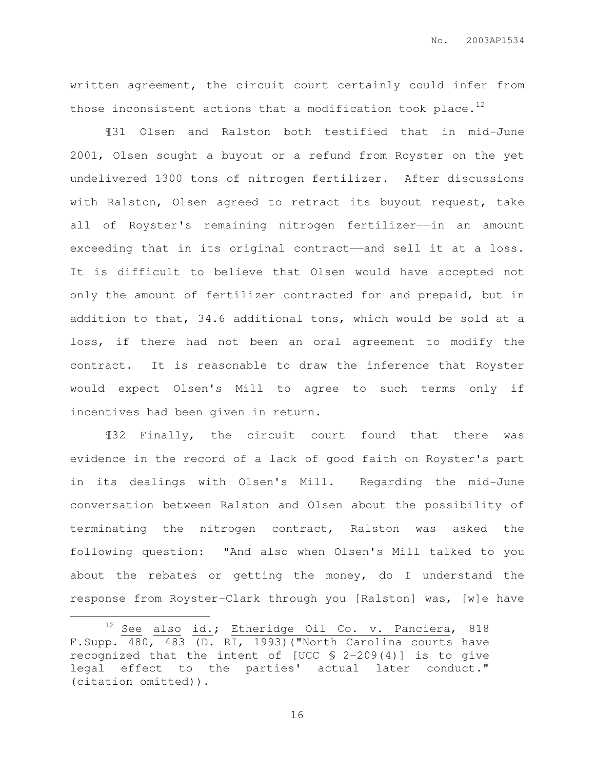written agreement, the circuit court certainly could infer from those inconsistent actions that a modification took place.[12]

¶31 Olsen and Ralston both testified that in mid-June 2001, Olsen sought a buyout or a refund from Royster on the yet undelivered 1300 tons of nitrogen fertilizer. After discussions with Ralston, Olsen agreed to retract its buyout request, take all of Royster's remaining nitrogen fertilizer——in an amount exceeding that in its original contract——and sell it at a loss. It is difficult to believe that Olsen would have accepted not only the amount of fertilizer contracted for and prepaid, but in addition to that, 34.6 additional tons, which would be sold at a loss, if there had not been an oral agreement to modify the contract. It is reasonable to draw the inference that Royster would expect Olsen's Mill to agree to such terms only if incentives had been given in return.

¶32 Finally, the circuit court found that there was evidence in the record of a lack of good faith on Royster's part in its dealings with Olsen's Mill. Regarding the mid-June conversation between Ralston and Olsen about the possibility of terminating the nitrogen contract, Ralston was asked the following question: "And also when Olsen's Mill talked to you about the rebates or getting the money, do I understand the response from Royster-Clark through you [Ralston] was, [w]e have

---

[12] See also id.; Etheridge Oil Co. v. Panciera, 818 F.Supp. 480, 483 (D. RI, 1993)("North Carolina courts have recognized that the intent of [UCC § 2-209(4)] is to give legal effect to the parties' actual later conduct." (citation omitted)).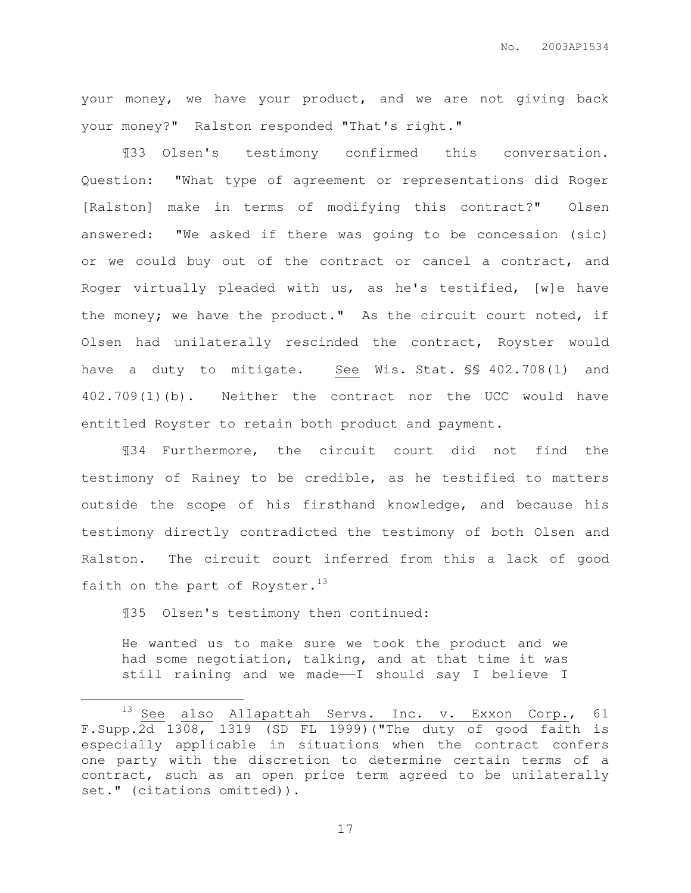your money, we have your product, and we are not giving back your money?" Ralston responded "That's right."

¶33 Olsen's testimony confirmed this conversation. Question: "What type of agreement or representations did Roger [Ralston] make in terms of modifying this contract?" Olsen answered: "We asked if there was going to be concession (sic) or we could buy out of the contract or cancel a contract, and Roger virtually pleaded with us, as he's testified, [w]e have the money; we have the product." As the circuit court noted, if Olsen had unilaterally rescinded the contract, Royster would have a duty to mitigate. See Wis. Stat. §§ 402.708(1) and 402.709(1)(b). Neither the contract nor the UCC would have entitled Royster to retain both product and payment.

¶34 Furthermore, the circuit court did not find the testimony of Rainey to be credible, as he testified to matters outside the scope of his firsthand knowledge, and because his testimony directly contradicted the testimony of both Olsen and Ralston. The circuit court inferred from this a lack of good faith on the part of Royster.[13]

¶35 Olsen's testimony then continued:

> He wanted us to make sure we took the product and we had some negotiation, talking, and at that time it was still raining and we made——I should say I believe I

---

[13] See also Allapattah Servs. Inc. v. Exxon Corp., 61 F.Supp.2d 1308, 1319 (SD FL 1999)("The duty of good faith is especially applicable in situations when the contract confers one party with the discretion to determine certain terms of a contract, such as an open price term agreed to be unilaterally set." (citations omitted)).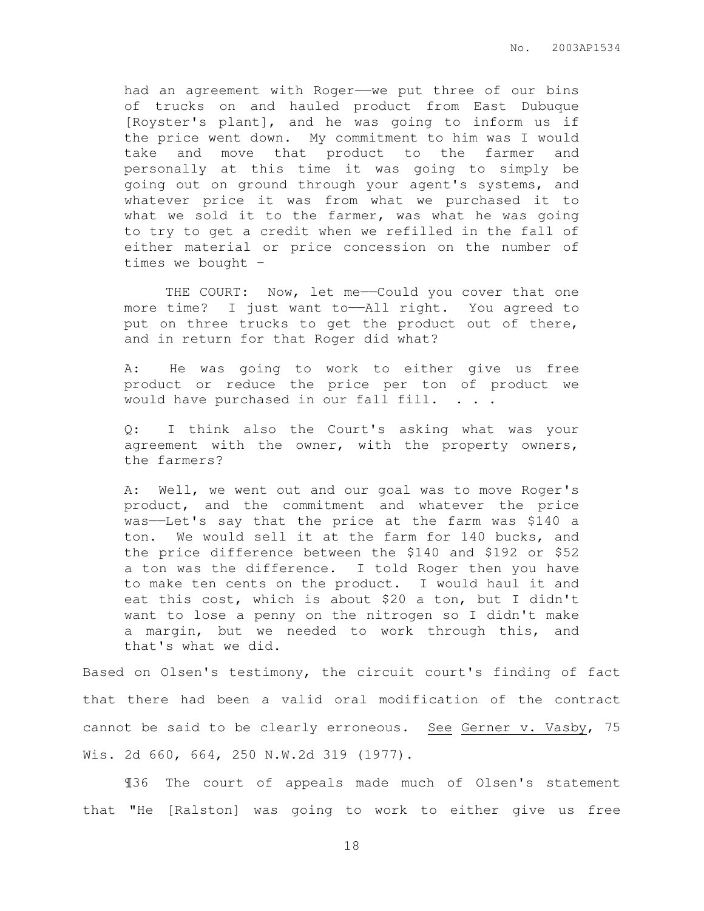> had an agreement with Roger——we put three of our bins of trucks on and hauled product from East Dubuque [Royster's plant], and he was going to inform us if the price went down. My commitment to him was I would take and move that product to the farmer and personally at this time it was going to simply be going out on ground through your agent's systems, and whatever price it was from what we purchased it to what we sold it to the farmer, was what he was going to try to get a credit when we refilled in the fall of either material or price concession on the number of times we bought –
>
> THE COURT: Now, let me——Could you cover that one more time? I just want to——All right. You agreed to put on three trucks to get the product out of there, and in return for that Roger did what?
>
> A: He was going to work to either give us free product or reduce the price per ton of product we would have purchased in our fall fill. . . .
>
> Q: I think also the Court's asking what was your agreement with the owner, with the property owners, the farmers?
>
> A: Well, we went out and our goal was to move Roger's product, and the commitment and whatever the price was——Let's say that the price at the farm was $140 a ton. We would sell it at the farm for 140 bucks, and the price difference between the $140 and $192 or $52 a ton was the difference. I told Roger then you have to make ten cents on the product. I would haul it and eat this cost, which is about $20 a ton, but I didn't want to lose a penny on the nitrogen so I didn't make a margin, but we needed to work through this, and that's what we did.

Based on Olsen's testimony, the circuit court's finding of fact that there had been a valid oral modification of the contract cannot be said to be clearly erroneous. See Gerner v. Vasby, 75 Wis. 2d 660, 664, 250 N.W.2d 319 (1977).

¶36 The court of appeals made much of Olsen's statement that "He [Ralston] was going to work to either give us free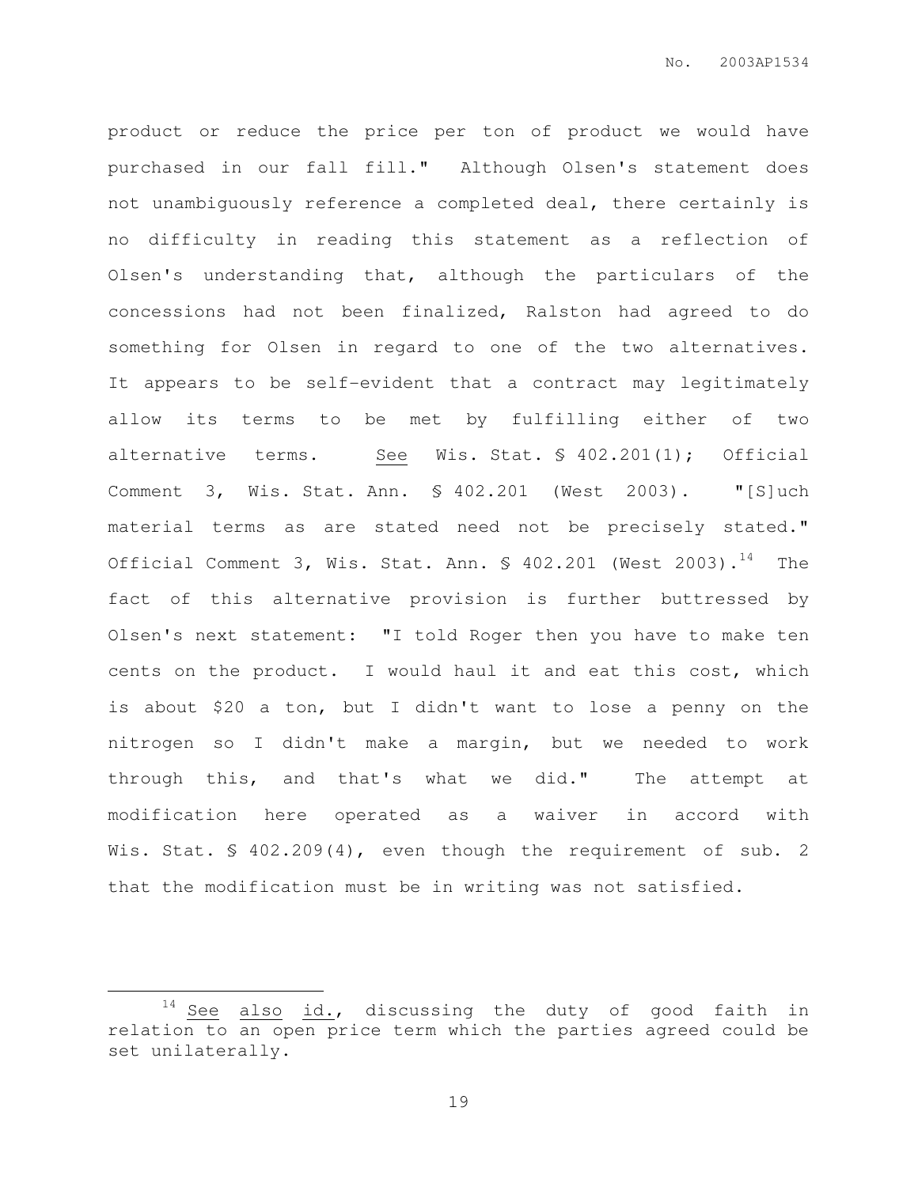product or reduce the price per ton of product we would have purchased in our fall fill." Although Olsen's statement does not unambiguously reference a completed deal, there certainly is no difficulty in reading this statement as a reflection of Olsen's understanding that, although the particulars of the concessions had not been finalized, Ralston had agreed to do something for Olsen in regard to one of the two alternatives. It appears to be self-evident that a contract may legitimately allow its terms to be met by fulfilling either of two alternative terms. See Wis. Stat. § 402.201(1); Official Comment 3, Wis. Stat. Ann. § 402.201 (West 2003). "[S]uch material terms as are stated need not be precisely stated." Official Comment 3, Wis. Stat. Ann. § 402.201 (West 2003).[14] The fact of this alternative provision is further buttressed by Olsen's next statement: "I told Roger then you have to make ten cents on the product. I would haul it and eat this cost, which is about $20 a ton, but I didn't want to lose a penny on the nitrogen so I didn't make a margin, but we needed to work through this, and that's what we did." The attempt at modification here operated as a waiver in accord with Wis. Stat. § 402.209(4), even though the requirement of sub. 2 that the modification must be in writing was not satisfied.

---

[14] See also id., discussing the duty of good faith in relation to an open price term which the parties agreed could be set unilaterally.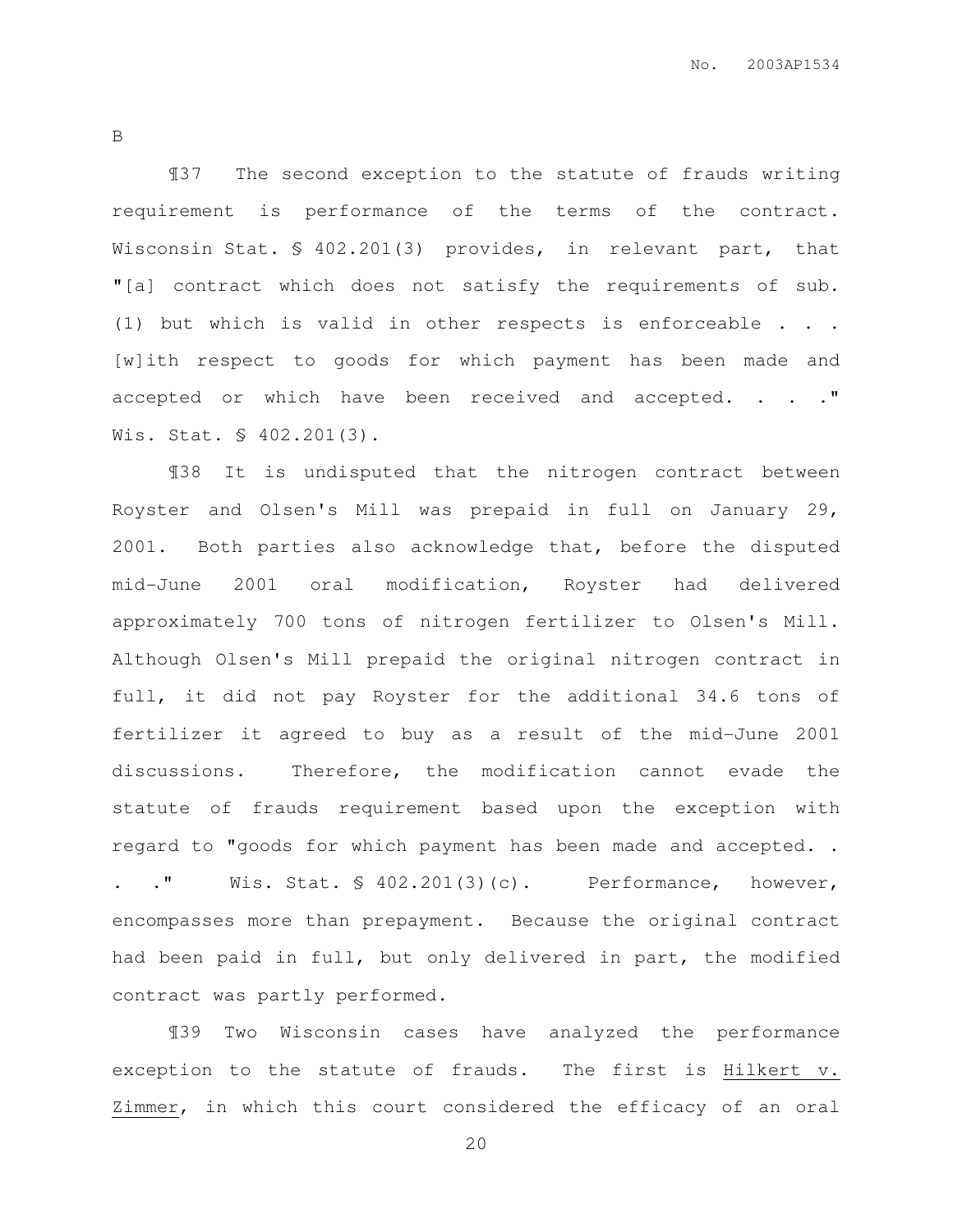B

¶37 The second exception to the statute of frauds writing requirement is performance of the terms of the contract. Wisconsin Stat. § 402.201(3) provides, in relevant part, that "[a] contract which does not satisfy the requirements of sub. (1) but which is valid in other respects is enforceable . . . [w]ith respect to goods for which payment has been made and accepted or which have been received and accepted. . . ." Wis. Stat. § 402.201(3).

¶38 It is undisputed that the nitrogen contract between Royster and Olsen's Mill was prepaid in full on January 29, 2001. Both parties also acknowledge that, before the disputed mid-June 2001 oral modification, Royster had delivered approximately 700 tons of nitrogen fertilizer to Olsen's Mill. Although Olsen's Mill prepaid the original nitrogen contract in full, it did not pay Royster for the additional 34.6 tons of fertilizer it agreed to buy as a result of the mid-June 2001 discussions. Therefore, the modification cannot evade the statute of frauds requirement based upon the exception with regard to "goods for which payment has been made and accepted. . . ." Wis. Stat. § 402.201(3)(c). Performance, however, encompasses more than prepayment. Because the original contract had been paid in full, but only delivered in part, the modified contract was partly performed.

¶39 Two Wisconsin cases have analyzed the performance exception to the statute of frauds. The first is Hilkert v. Zimmer, in which this court considered the efficacy of an oral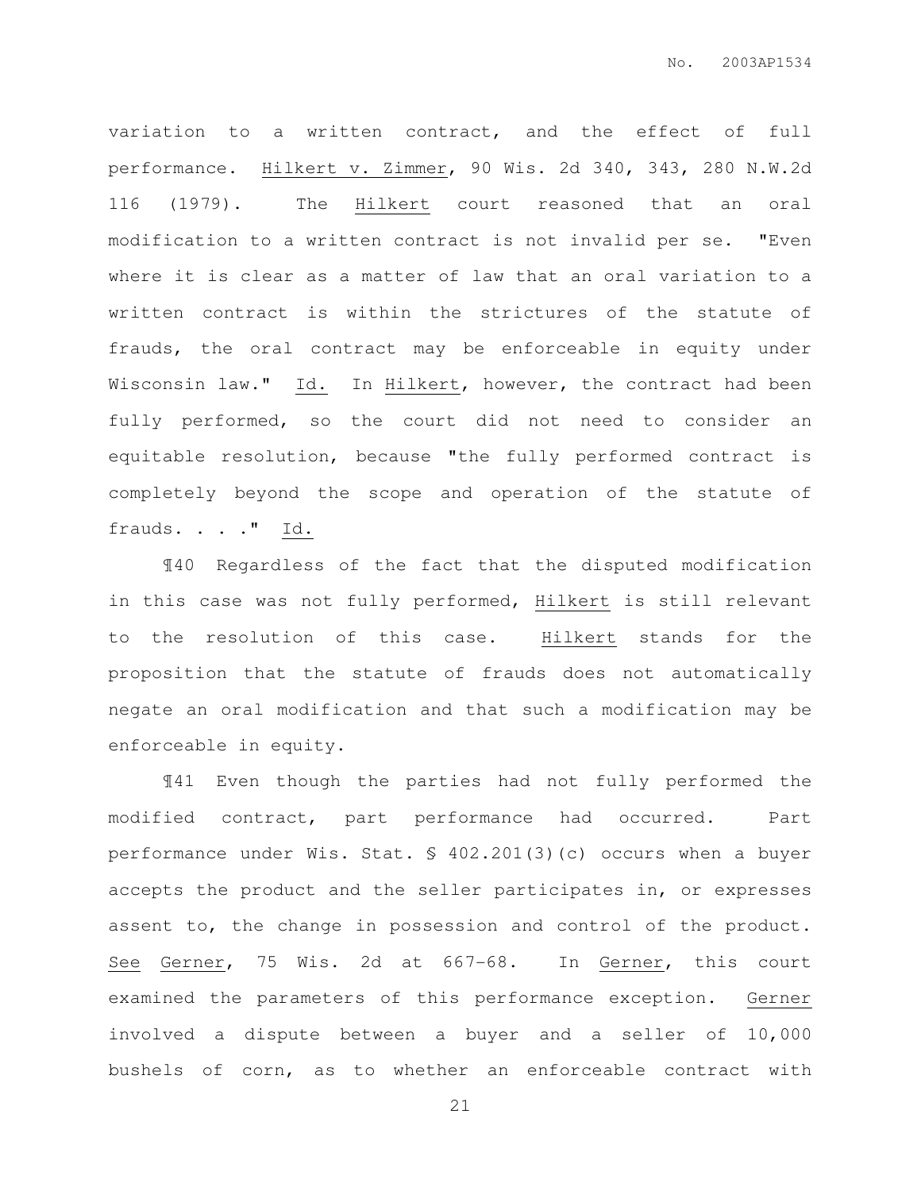variation to a written contract, and the effect of full performance. Hilkert v. Zimmer, 90 Wis. 2d 340, 343, 280 N.W.2d 116 (1979). The Hilkert court reasoned that an oral modification to a written contract is not invalid per se. "Even where it is clear as a matter of law that an oral variation to a written contract is within the strictures of the statute of frauds, the oral contract may be enforceable in equity under Wisconsin law." Id. In Hilkert, however, the contract had been fully performed, so the court did not need to consider an equitable resolution, because "the fully performed contract is completely beyond the scope and operation of the statute of frauds. . . ." Id.

¶40 Regardless of the fact that the disputed modification in this case was not fully performed, Hilkert is still relevant to the resolution of this case. Hilkert stands for the proposition that the statute of frauds does not automatically negate an oral modification and that such a modification may be enforceable in equity.

¶41 Even though the parties had not fully performed the modified contract, part performance had occurred. Part performance under Wis. Stat. § 402.201(3)(c) occurs when a buyer accepts the product and the seller participates in, or expresses assent to, the change in possession and control of the product. See Gerner, 75 Wis. 2d at 667-68. In Gerner, this court examined the parameters of this performance exception. Gerner involved a dispute between a buyer and a seller of 10,000 bushels of corn, as to whether an enforceable contract with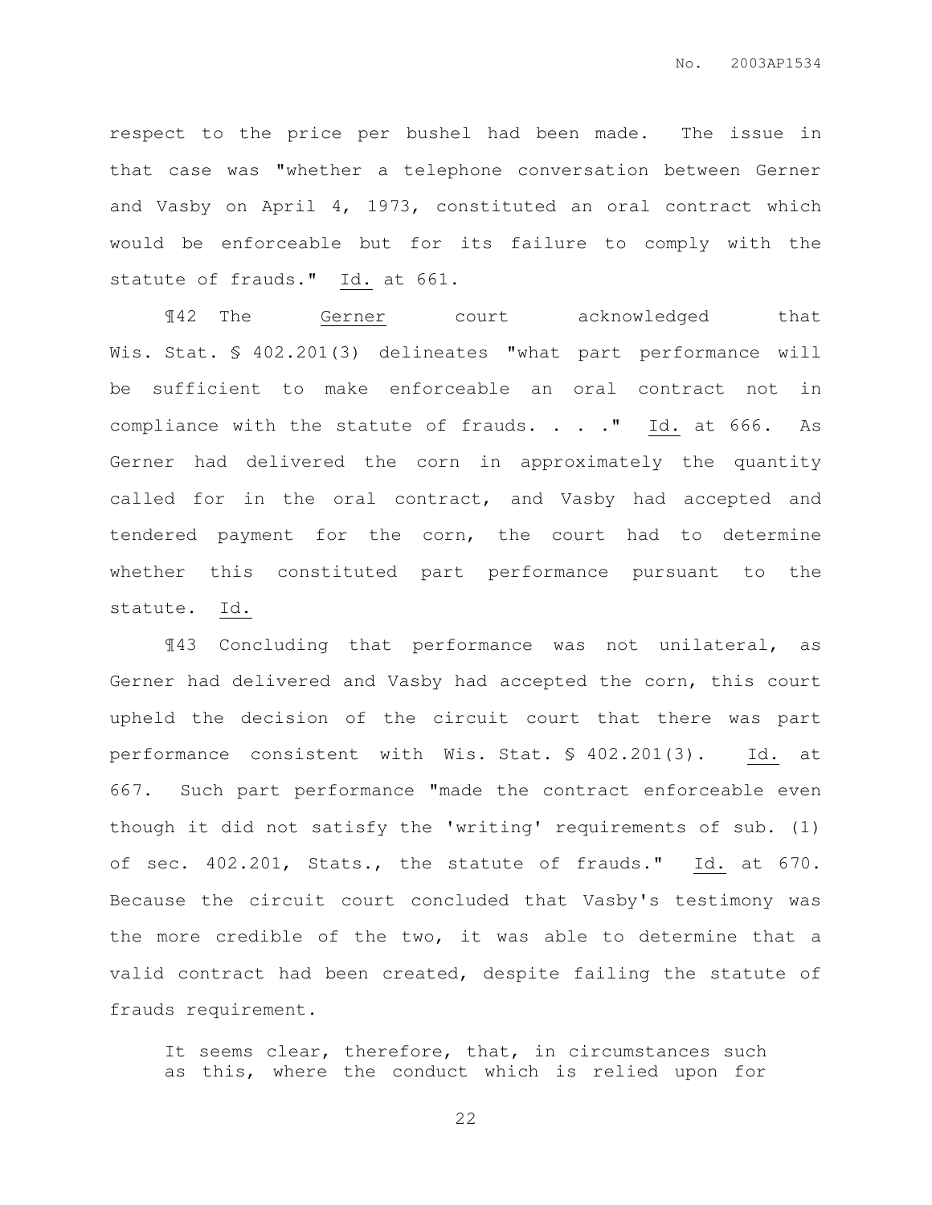respect to the price per bushel had been made. The issue in that case was "whether a telephone conversation between Gerner and Vasby on April 4, 1973, constituted an oral contract which would be enforceable but for its failure to comply with the statute of frauds." Id. at 661.

¶42 The Gerner court acknowledged that Wis. Stat. § 402.201(3) delineates "what part performance will be sufficient to make enforceable an oral contract not in compliance with the statute of frauds. . . ." Id. at 666. As Gerner had delivered the corn in approximately the quantity called for in the oral contract, and Vasby had accepted and tendered payment for the corn, the court had to determine whether this constituted part performance pursuant to the statute. Id.

¶43 Concluding that performance was not unilateral, as Gerner had delivered and Vasby had accepted the corn, this court upheld the decision of the circuit court that there was part performance consistent with Wis. Stat. § 402.201(3). Id. at 667. Such part performance "made the contract enforceable even though it did not satisfy the 'writing' requirements of sub. (1) of sec. 402.201, Stats., the statute of frauds." Id. at 670. Because the circuit court concluded that Vasby's testimony was the more credible of the two, it was able to determine that a valid contract had been created, despite failing the statute of frauds requirement.

> It seems clear, therefore, that, in circumstances such as this, where the conduct which is relied upon for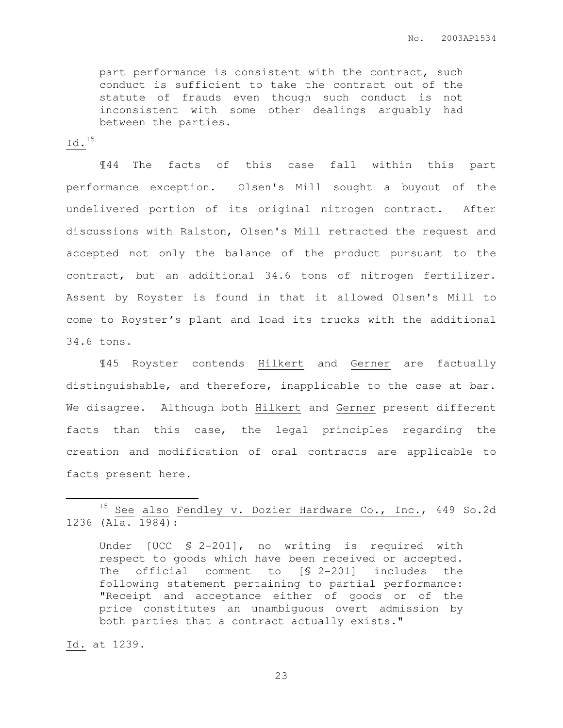> part performance is consistent with the contract, such conduct is sufficient to take the contract out of the statute of frauds even though such conduct is not inconsistent with some other dealings arguably had between the parties.

Id.[15]

¶44 The facts of this case fall within this part performance exception. Olsen's Mill sought a buyout of the undelivered portion of its original nitrogen contract. After discussions with Ralston, Olsen's Mill retracted the request and accepted not only the balance of the product pursuant to the contract, but an additional 34.6 tons of nitrogen fertilizer. Assent by Royster is found in that it allowed Olsen's Mill to come to Royster's plant and load its trucks with the additional 34.6 tons.

¶45 Royster contends Hilkert and Gerner are factually distinguishable, and therefore, inapplicable to the case at bar. We disagree. Although both Hilkert and Gerner present different facts than this case, the legal principles regarding the creation and modification of oral contracts are applicable to facts present here.

---

[15] See also Fendley v. Dozier Hardware Co., Inc., 449 So.2d 1236 (Ala. 1984):

> Under [UCC § 2-201], no writing is required with respect to goods which have been received or accepted. The official comment to [§ 2-201] includes the following statement pertaining to partial performance: "Receipt and acceptance either of goods or of the price constitutes an unambiguous overt admission by both parties that a contract actually exists."

Id. at 1239.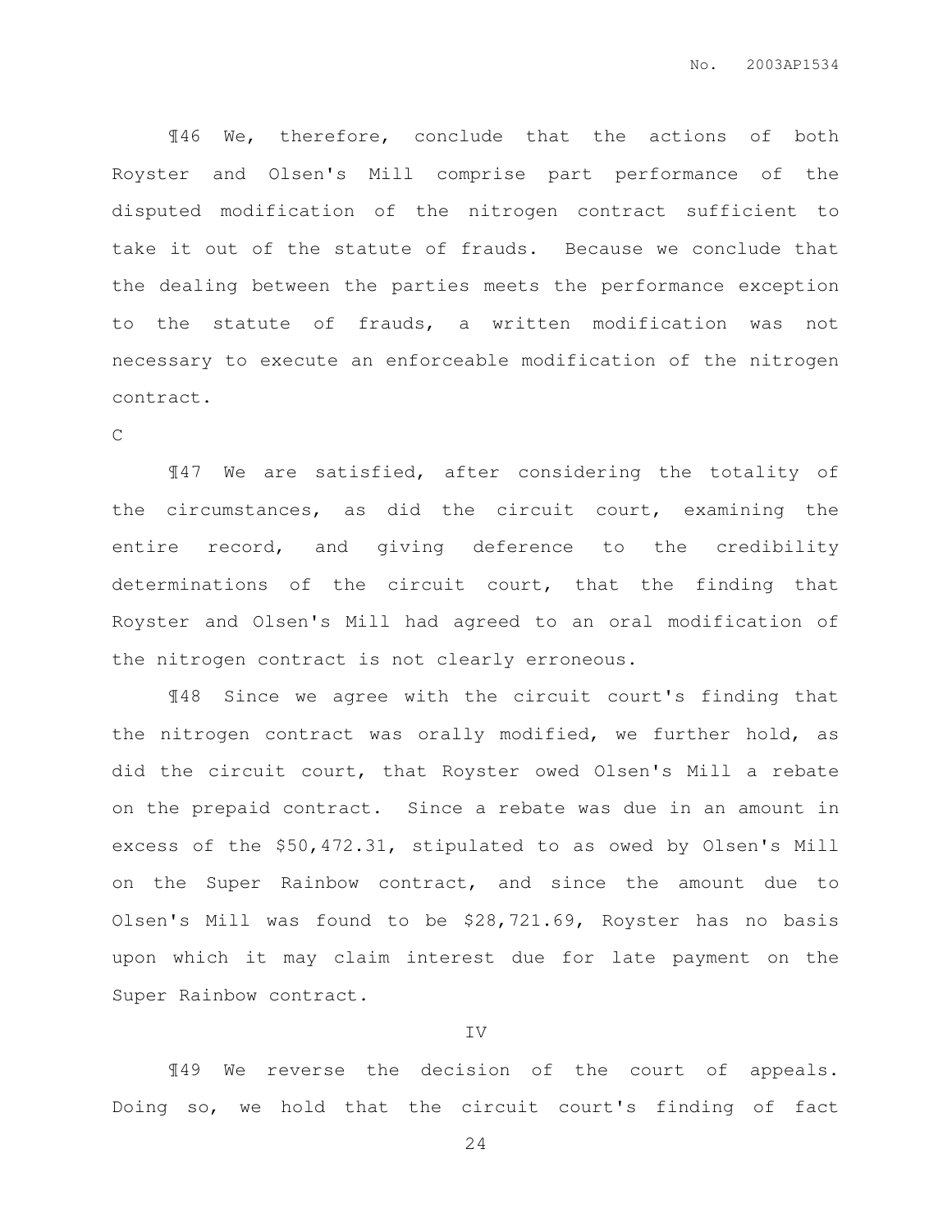¶46 We, therefore, conclude that the actions of both Royster and Olsen's Mill comprise part performance of the disputed modification of the nitrogen contract sufficient to take it out of the statute of frauds. Because we conclude that the dealing between the parties meets the performance exception to the statute of frauds, a written modification was not necessary to execute an enforceable modification of the nitrogen contract.

C

¶47 We are satisfied, after considering the totality of the circumstances, as did the circuit court, examining the entire record, and giving deference to the credibility determinations of the circuit court, that the finding that Royster and Olsen's Mill had agreed to an oral modification of the nitrogen contract is not clearly erroneous.

¶48 Since we agree with the circuit court's finding that the nitrogen contract was orally modified, we further hold, as did the circuit court, that Royster owed Olsen's Mill a rebate on the prepaid contract. Since a rebate was due in an amount in excess of the $50,472.31, stipulated to as owed by Olsen's Mill on the Super Rainbow contract, and since the amount due to Olsen's Mill was found to be $28,721.69, Royster has no basis upon which it may claim interest due for late payment on the Super Rainbow contract.

IV

¶49 We reverse the decision of the court of appeals. Doing so, we hold that the circuit court's finding of fact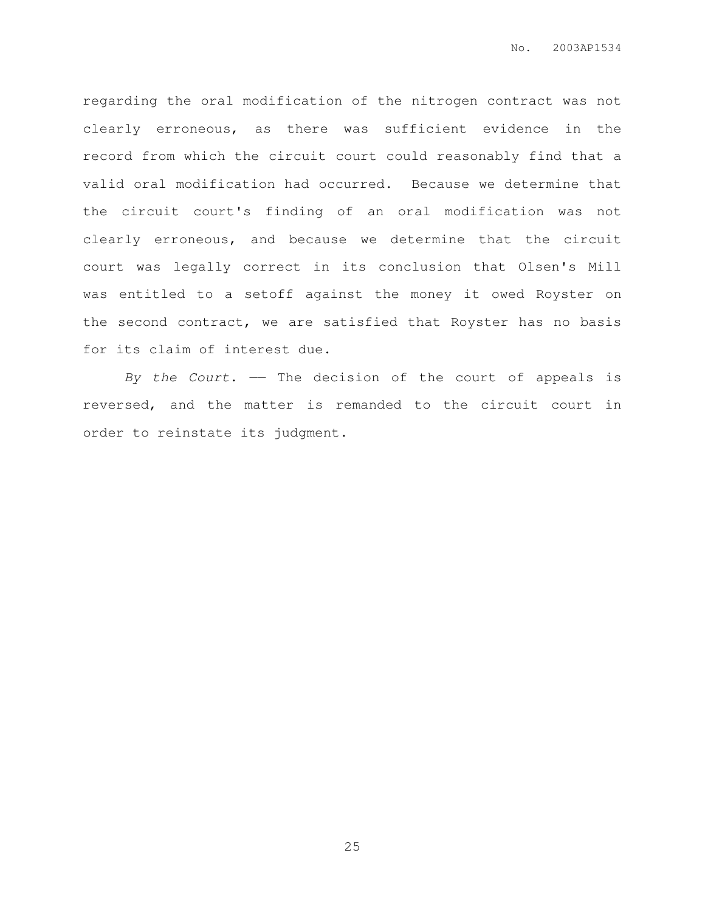regarding the oral modification of the nitrogen contract was not clearly erroneous, as there was sufficient evidence in the record from which the circuit court could reasonably find that a valid oral modification had occurred. Because we determine that the circuit court's finding of an oral modification was not clearly erroneous, and because we determine that the circuit court was legally correct in its conclusion that Olsen's Mill was entitled to a setoff against the money it owed Royster on the second contract, we are satisfied that Royster has no basis for its claim of interest due.

*By the Court.* —— The decision of the court of appeals is reversed, and the matter is remanded to the circuit court in order to reinstate its judgment.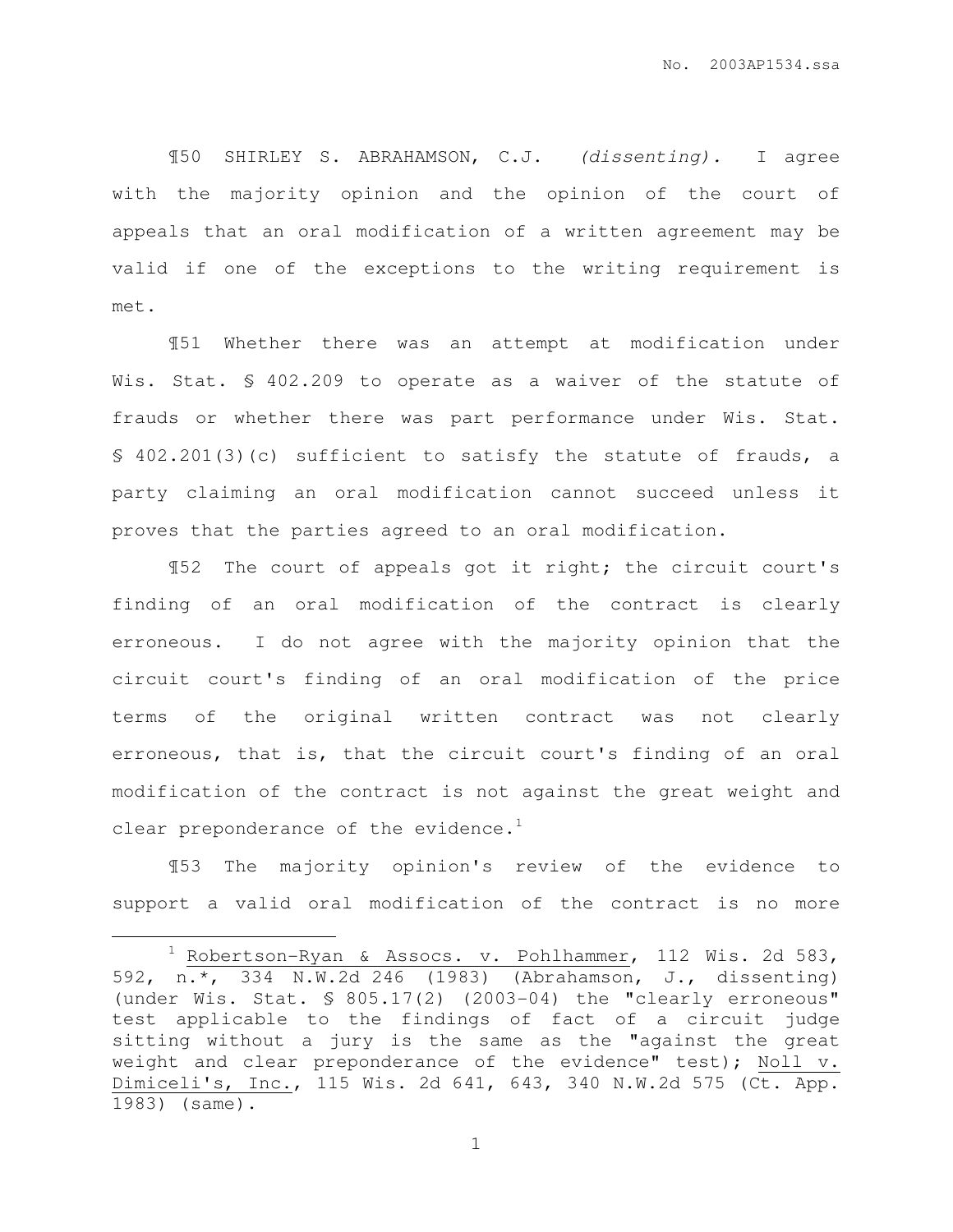¶50 SHIRLEY S. ABRAHAMSON, C.J. *(dissenting).* I agree with the majority opinion and the opinion of the court of appeals that an oral modification of a written agreement may be valid if one of the exceptions to the writing requirement is met.

¶51 Whether there was an attempt at modification under Wis. Stat. § 402.209 to operate as a waiver of the statute of frauds or whether there was part performance under Wis. Stat. § 402.201(3)(c) sufficient to satisfy the statute of frauds, a party claiming an oral modification cannot succeed unless it proves that the parties agreed to an oral modification.

¶52 The court of appeals got it right; the circuit court's finding of an oral modification of the contract is clearly erroneous. I do not agree with the majority opinion that the circuit court's finding of an oral modification of the price terms of the original written contract was not clearly erroneous, that is, that the circuit court's finding of an oral modification of the contract is not against the great weight and clear preponderance of the evidence.[1]

¶53 The majority opinion's review of the evidence to support a valid oral modification of the contract is no more

[1] Robertson-Ryan & Assocs. v. Pohlhammer, 112 Wis. 2d 583, 592, n.*, 334 N.W.2d 246 (1983) (Abrahamson, J., dissenting) (under Wis. Stat. § 805.17(2) (2003-04) the "clearly erroneous" test applicable to the findings of fact of a circuit judge sitting without a jury is the same as the "against the great weight and clear preponderance of the evidence" test); Noll v. Dimiceli's, Inc., 115 Wis. 2d 641, 643, 340 N.W.2d 575 (Ct. App. 1983) (same).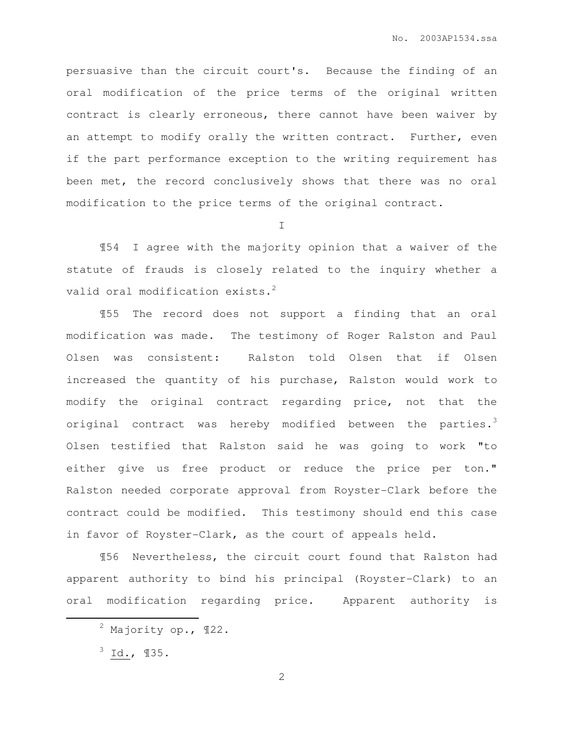persuasive than the circuit court's. Because the finding of an oral modification of the price terms of the original written contract is clearly erroneous, there cannot have been waiver by an attempt to modify orally the written contract. Further, even if the part performance exception to the writing requirement has been met, the record conclusively shows that there was no oral modification to the price terms of the original contract.

I

¶54 I agree with the majority opinion that a waiver of the statute of frauds is closely related to the inquiry whether a valid oral modification exists.[2]

¶55 The record does not support a finding that an oral modification was made. The testimony of Roger Ralston and Paul Olsen was consistent: Ralston told Olsen that if Olsen increased the quantity of his purchase, Ralston would work to modify the original contract regarding price, not that the original contract was hereby modified between the parties.[3] Olsen testified that Ralston said he was going to work "to either give us free product or reduce the price per ton." Ralston needed corporate approval from Royster-Clark before the contract could be modified. This testimony should end this case in favor of Royster-Clark, as the court of appeals held.

¶56 Nevertheless, the circuit court found that Ralston had apparent authority to bind his principal (Royster-Clark) to an oral modification regarding price. Apparent authority is

---

[2] Majority op., ¶22.

[3] Id., ¶35.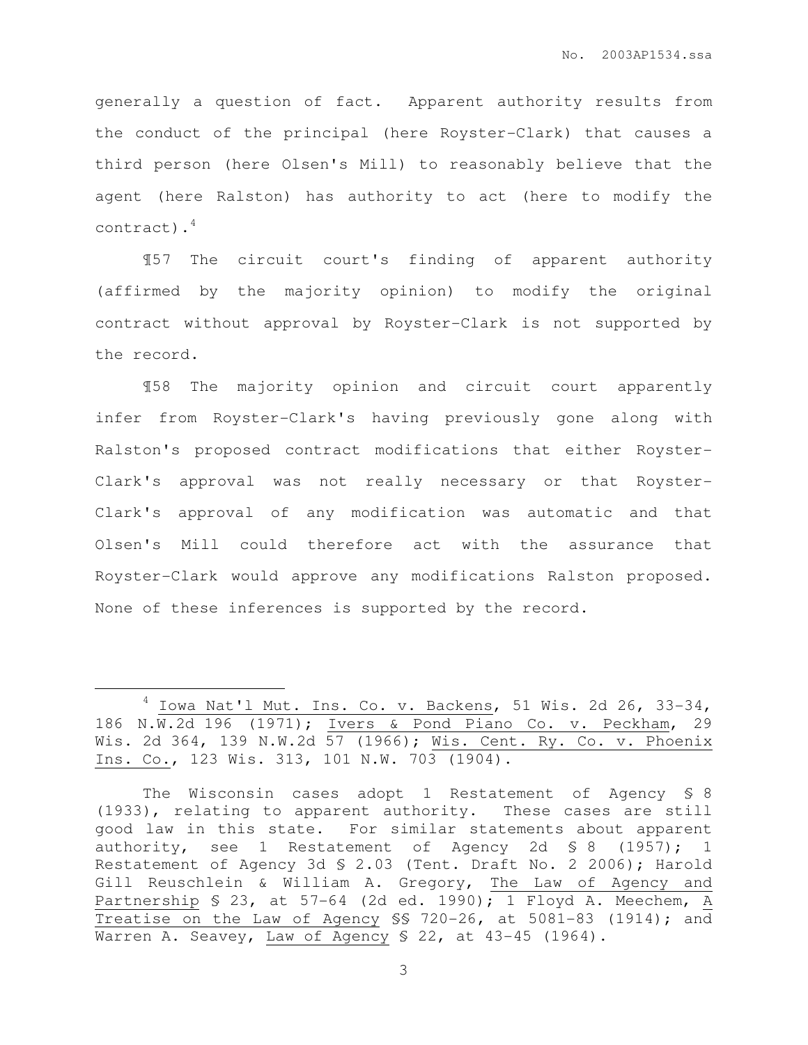generally a question of fact. Apparent authority results from the conduct of the principal (here Royster-Clark) that causes a third person (here Olsen's Mill) to reasonably believe that the agent (here Ralston) has authority to act (here to modify the contract).[4]

¶57 The circuit court's finding of apparent authority (affirmed by the majority opinion) to modify the original contract without approval by Royster-Clark is not supported by the record.

¶58 The majority opinion and circuit court apparently infer from Royster-Clark's having previously gone along with Ralston's proposed contract modifications that either Royster-Clark's approval was not really necessary or that Royster-Clark's approval of any modification was automatic and that Olsen's Mill could therefore act with the assurance that Royster-Clark would approve any modifications Ralston proposed. None of these inferences is supported by the record.

---

[4] Iowa Nat'l Mut. Ins. Co. v. Backens, 51 Wis. 2d 26, 33-34, 186 N.W.2d 196 (1971); Ivers & Pond Piano Co. v. Peckham, 29 Wis. 2d 364, 139 N.W.2d 57 (1966); Wis. Cent. Ry. Co. v. Phoenix Ins. Co., 123 Wis. 313, 101 N.W. 703 (1904).

The Wisconsin cases adopt 1 Restatement of Agency § 8 (1933), relating to apparent authority. These cases are still good law in this state. For similar statements about apparent authority, see 1 Restatement of Agency 2d § 8 (1957); 1 Restatement of Agency 3d § 2.03 (Tent. Draft No. 2 2006); Harold Gill Reuschlein & William A. Gregory, The Law of Agency and Partnership § 23, at 57-64 (2d ed. 1990); 1 Floyd A. Meechem, A Treatise on the Law of Agency §§ 720-26, at 5081-83 (1914); and Warren A. Seavey, Law of Agency § 22, at 43-45 (1964).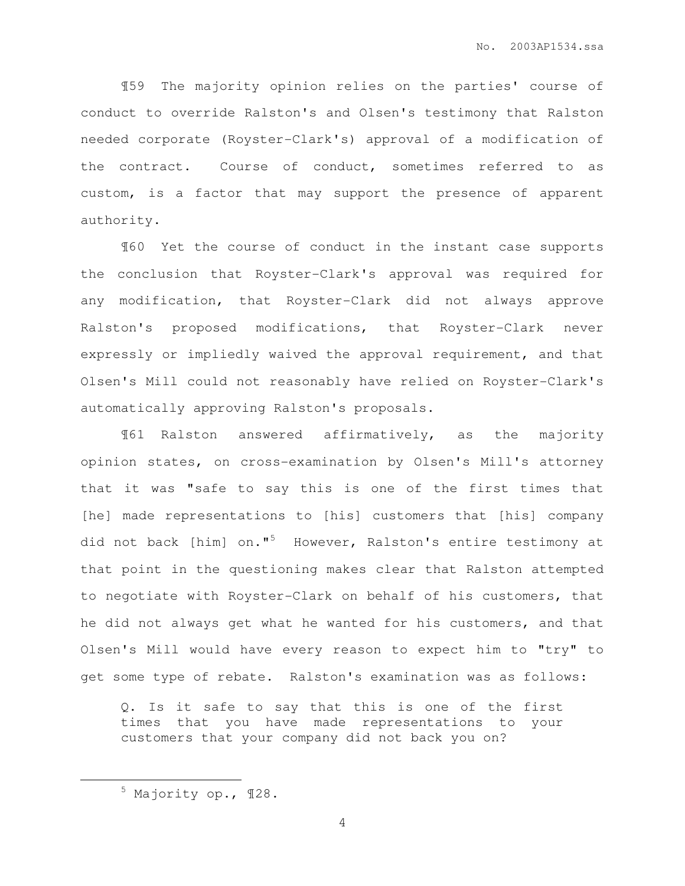¶59 The majority opinion relies on the parties' course of conduct to override Ralston's and Olsen's testimony that Ralston needed corporate (Royster-Clark's) approval of a modification of the contract. Course of conduct, sometimes referred to as custom, is a factor that may support the presence of apparent authority.

¶60 Yet the course of conduct in the instant case supports the conclusion that Royster-Clark's approval was required for any modification, that Royster-Clark did not always approve Ralston's proposed modifications, that Royster-Clark never expressly or impliedly waived the approval requirement, and that Olsen's Mill could not reasonably have relied on Royster-Clark's automatically approving Ralston's proposals.

¶61 Ralston answered affirmatively, as the majority opinion states, on cross-examination by Olsen's Mill's attorney that it was "safe to say this is one of the first times that [he] made representations to [his] customers that [his] company did not back [him] on."[5] However, Ralston's entire testimony at that point in the questioning makes clear that Ralston attempted to negotiate with Royster-Clark on behalf of his customers, that he did not always get what he wanted for his customers, and that Olsen's Mill would have every reason to expect him to "try" to get some type of rebate. Ralston's examination was as follows:

> Q. Is it safe to say that this is one of the first times that you have made representations to your customers that your company did not back you on?

---

[5] Majority op., ¶28.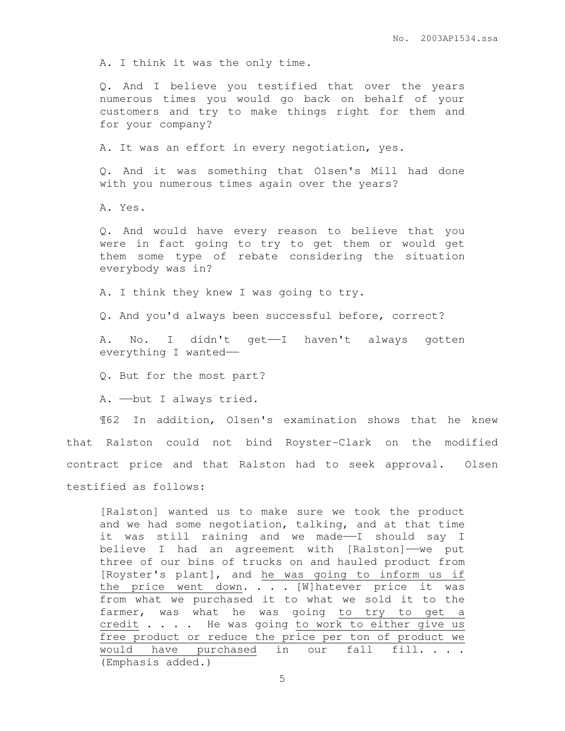> A. I think it was the only time.
>
> Q. And I believe you testified that over the years numerous times you would go back on behalf of your customers and try to make things right for them and for your company?
>
> A. It was an effort in every negotiation, yes.
>
> Q. And it was something that Olsen's Mill had done with you numerous times again over the years?
>
> A. Yes.
>
> Q. And would have every reason to believe that you were in fact going to try to get them or would get them some type of rebate considering the situation everybody was in?
>
> A. I think they knew I was going to try.
>
> Q. And you'd always been successful before, correct?
>
> A. No. I didn't get——I haven't always gotten everything I wanted——
>
> Q. But for the most part?
>
> A. ——but I always tried.

¶62 In addition, Olsen's examination shows that he knew that Ralston could not bind Royster-Clark on the modified contract price and that Ralston had to seek approval. Olsen testified as follows:

> [Ralston] wanted us to make sure we took the product and we had some negotiation, talking, and at that time it was still raining and we made——I should say I believe I had an agreement with [Ralston]——we put three of our bins of trucks on and hauled product from [Royster's plant], and <u>he was going to inform us if the price went down</u>. . . . [W]hatever price it was from what we purchased it to what we sold it to the farmer, was what he was going <u>to try to get a credit</u> . . . . He was going <u>to work to either give us free product or reduce the price per ton of product we would have purchased</u> in our fall fill. . . . (Emphasis added.)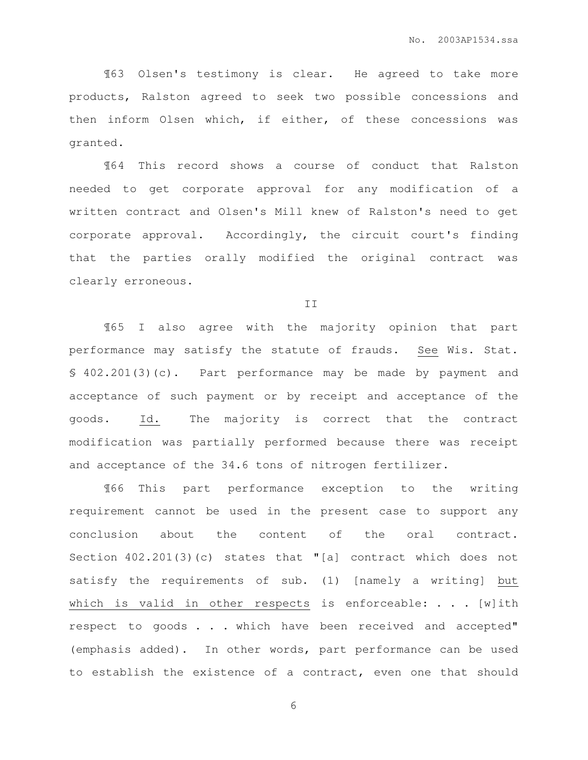¶63 Olsen's testimony is clear. He agreed to take more products, Ralston agreed to seek two possible concessions and then inform Olsen which, if either, of these concessions was granted.

¶64 This record shows a course of conduct that Ralston needed to get corporate approval for any modification of a written contract and Olsen's Mill knew of Ralston's need to get corporate approval. Accordingly, the circuit court's finding that the parties orally modified the original contract was clearly erroneous.

II

¶65 I also agree with the majority opinion that part performance may satisfy the statute of frauds. See Wis. Stat. § 402.201(3)(c). Part performance may be made by payment and acceptance of such payment or by receipt and acceptance of the goods. Id. The majority is correct that the contract modification was partially performed because there was receipt and acceptance of the 34.6 tons of nitrogen fertilizer.

¶66 This part performance exception to the writing requirement cannot be used in the present case to support any conclusion about the content of the oral contract. Section 402.201(3)(c) states that "[a] contract which does not satisfy the requirements of sub. (1) [namely a writing] but which is valid in other respects is enforceable: . . . [w]ith respect to goods . . . which have been received and accepted" (emphasis added). In other words, part performance can be used to establish the existence of a contract, even one that should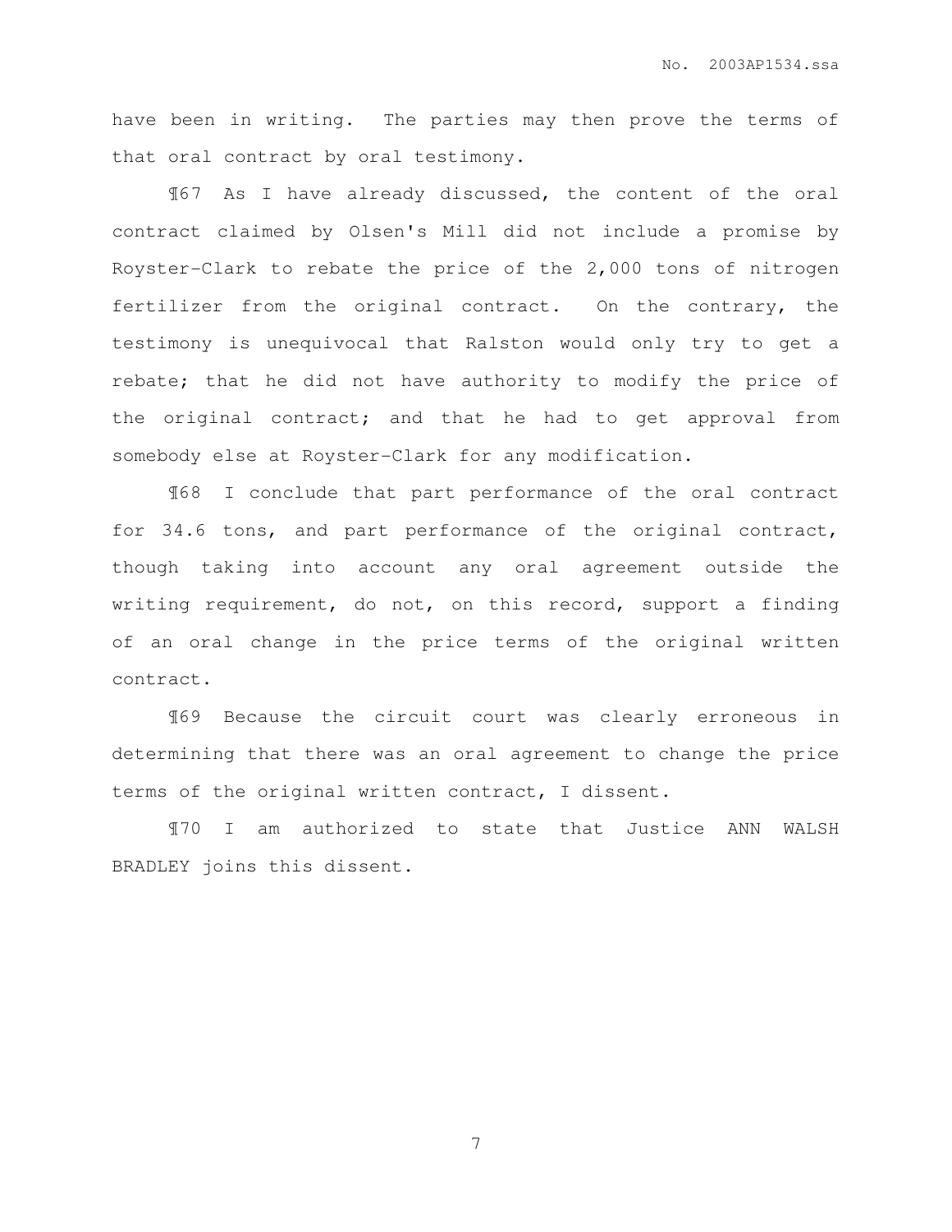have been in writing. The parties may then prove the terms of that oral contract by oral testimony.

¶67 As I have already discussed, the content of the oral contract claimed by Olsen's Mill did not include a promise by Royster-Clark to rebate the price of the 2,000 tons of nitrogen fertilizer from the original contract. On the contrary, the testimony is unequivocal that Ralston would only try to get a rebate; that he did not have authority to modify the price of the original contract; and that he had to get approval from somebody else at Royster-Clark for any modification.

¶68 I conclude that part performance of the oral contract for 34.6 tons, and part performance of the original contract, though taking into account any oral agreement outside the writing requirement, do not, on this record, support a finding of an oral change in the price terms of the original written contract.

¶69 Because the circuit court was clearly erroneous in determining that there was an oral agreement to change the price terms of the original written contract, I dissent.

¶70 I am authorized to state that Justice ANN WALSH BRADLEY joins this dissent.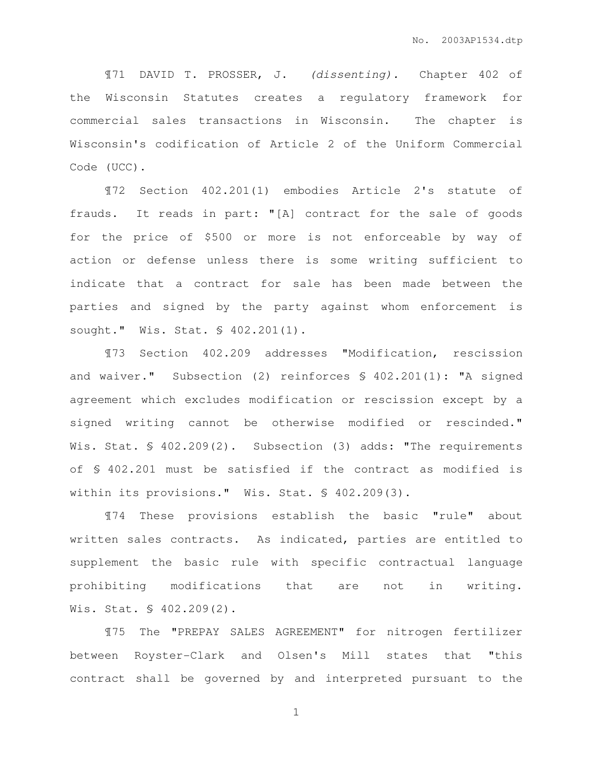¶71 DAVID T. PROSSER, J. *(dissenting).* Chapter 402 of the Wisconsin Statutes creates a regulatory framework for commercial sales transactions in Wisconsin. The chapter is Wisconsin's codification of Article 2 of the Uniform Commercial Code (UCC).

¶72 Section 402.201(1) embodies Article 2's statute of frauds. It reads in part: "[A] contract for the sale of goods for the price of $500 or more is not enforceable by way of action or defense unless there is some writing sufficient to indicate that a contract for sale has been made between the parties and signed by the party against whom enforcement is sought." Wis. Stat. § 402.201(1).

¶73 Section 402.209 addresses "Modification, rescission and waiver." Subsection (2) reinforces § 402.201(1): "A signed agreement which excludes modification or rescission except by a signed writing cannot be otherwise modified or rescinded." Wis. Stat. § 402.209(2). Subsection (3) adds: "The requirements of § 402.201 must be satisfied if the contract as modified is within its provisions." Wis. Stat. § 402.209(3).

¶74 These provisions establish the basic "rule" about written sales contracts. As indicated, parties are entitled to supplement the basic rule with specific contractual language prohibiting modifications that are not in writing. Wis. Stat. § 402.209(2).

¶75 The "PREPAY SALES AGREEMENT" for nitrogen fertilizer between Royster-Clark and Olsen's Mill states that "this contract shall be governed by and interpreted pursuant to the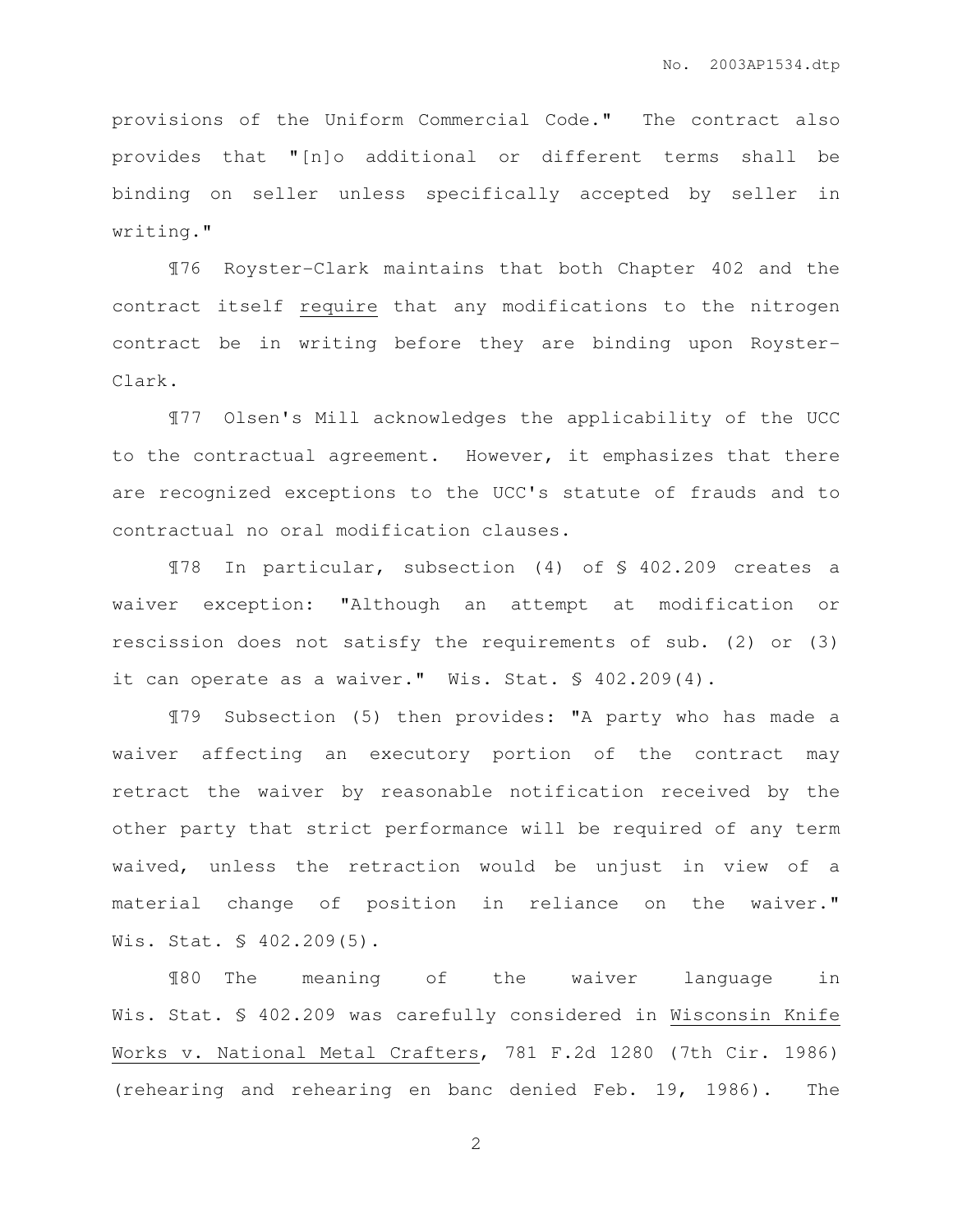provisions of the Uniform Commercial Code." The contract also provides that "[n]o additional or different terms shall be binding on seller unless specifically accepted by seller in writing."

¶76 Royster-Clark maintains that both Chapter 402 and the contract itself <u>require</u> that any modifications to the nitrogen contract be in writing before they are binding upon Royster-Clark.

¶77 Olsen's Mill acknowledges the applicability of the UCC to the contractual agreement. However, it emphasizes that there are recognized exceptions to the UCC's statute of frauds and to contractual no oral modification clauses.

¶78 In particular, subsection (4) of § 402.209 creates a waiver exception: "Although an attempt at modification or rescission does not satisfy the requirements of sub. (2) or (3) it can operate as a waiver." Wis. Stat. § 402.209(4).

¶79 Subsection (5) then provides: "A party who has made a waiver affecting an executory portion of the contract may retract the waiver by reasonable notification received by the other party that strict performance will be required of any term waived, unless the retraction would be unjust in view of a material change of position in reliance on the waiver." Wis. Stat. § 402.209(5).

¶80 The meaning of the waiver language in Wis. Stat. § 402.209 was carefully considered in <u>Wisconsin Knife Works v. National Metal Crafters</u>, 781 F.2d 1280 (7th Cir. 1986) (rehearing and rehearing en banc denied Feb. 19, 1986). The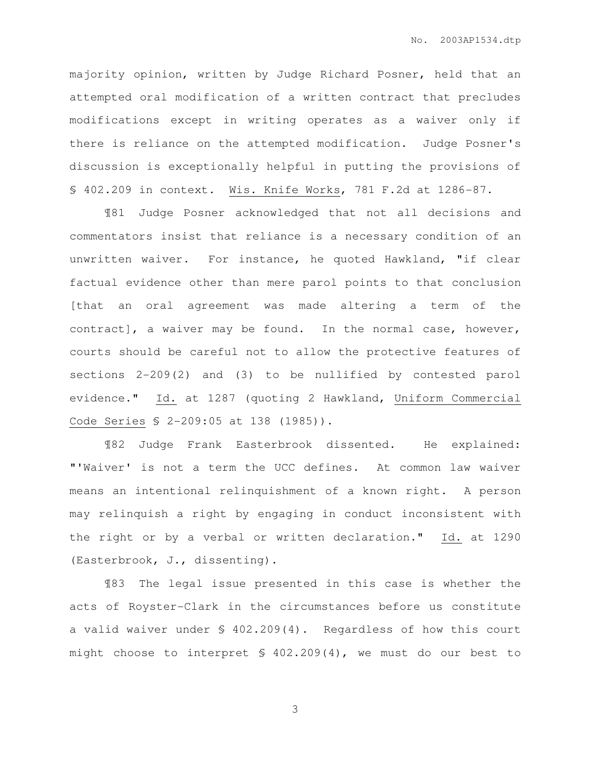majority opinion, written by Judge Richard Posner, held that an attempted oral modification of a written contract that precludes modifications except in writing operates as a waiver only if there is reliance on the attempted modification. Judge Posner's discussion is exceptionally helpful in putting the provisions of § 402.209 in context. Wis. Knife Works, 781 F.2d at 1286-87.

¶81 Judge Posner acknowledged that not all decisions and commentators insist that reliance is a necessary condition of an unwritten waiver. For instance, he quoted Hawkland, "if clear factual evidence other than mere parol points to that conclusion [that an oral agreement was made altering a term of the contract], a waiver may be found. In the normal case, however, courts should be careful not to allow the protective features of sections 2-209(2) and (3) to be nullified by contested parol evidence." Id. at 1287 (quoting 2 Hawkland, Uniform Commercial Code Series § 2-209:05 at 138 (1985)).

¶82 Judge Frank Easterbrook dissented. He explained: "'Waiver' is not a term the UCC defines. At common law waiver means an intentional relinquishment of a known right. A person may relinquish a right by engaging in conduct inconsistent with the right or by a verbal or written declaration." Id. at 1290 (Easterbrook, J., dissenting).

¶83 The legal issue presented in this case is whether the acts of Royster-Clark in the circumstances before us constitute a valid waiver under § 402.209(4). Regardless of how this court might choose to interpret § 402.209(4), we must do our best to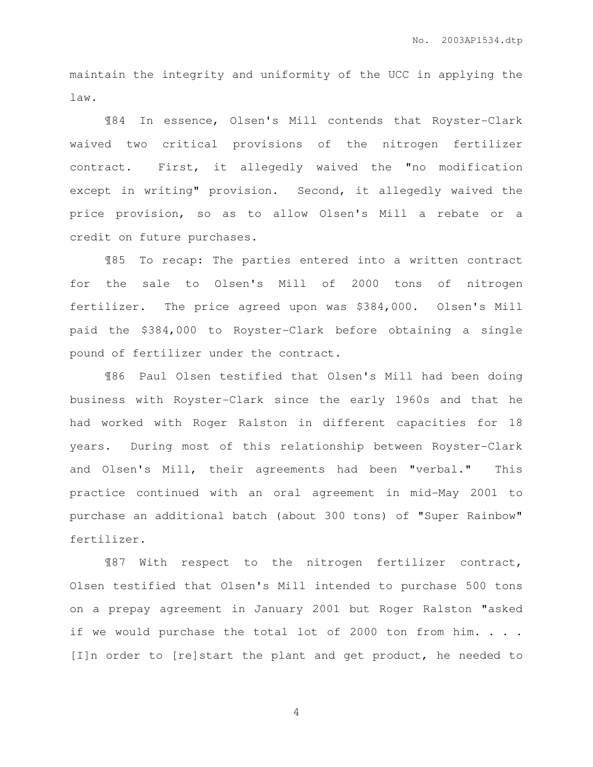maintain the integrity and uniformity of the UCC in applying the law.

¶84 In essence, Olsen's Mill contends that Royster-Clark waived two critical provisions of the nitrogen fertilizer contract. First, it allegedly waived the "no modification except in writing" provision. Second, it allegedly waived the price provision, so as to allow Olsen's Mill a rebate or a credit on future purchases.

¶85 To recap: The parties entered into a written contract for the sale to Olsen's Mill of 2000 tons of nitrogen fertilizer. The price agreed upon was $384,000. Olsen's Mill paid the $384,000 to Royster-Clark before obtaining a single pound of fertilizer under the contract.

¶86 Paul Olsen testified that Olsen's Mill had been doing business with Royster-Clark since the early 1960s and that he had worked with Roger Ralston in different capacities for 18 years. During most of this relationship between Royster-Clark and Olsen's Mill, their agreements had been "verbal." This practice continued with an oral agreement in mid-May 2001 to purchase an additional batch (about 300 tons) of "Super Rainbow" fertilizer.

¶87 With respect to the nitrogen fertilizer contract, Olsen testified that Olsen's Mill intended to purchase 500 tons on a prepay agreement in January 2001 but Roger Ralston "asked if we would purchase the total lot of 2000 ton from him. . . . [I]n order to [re]start the plant and get product, he needed to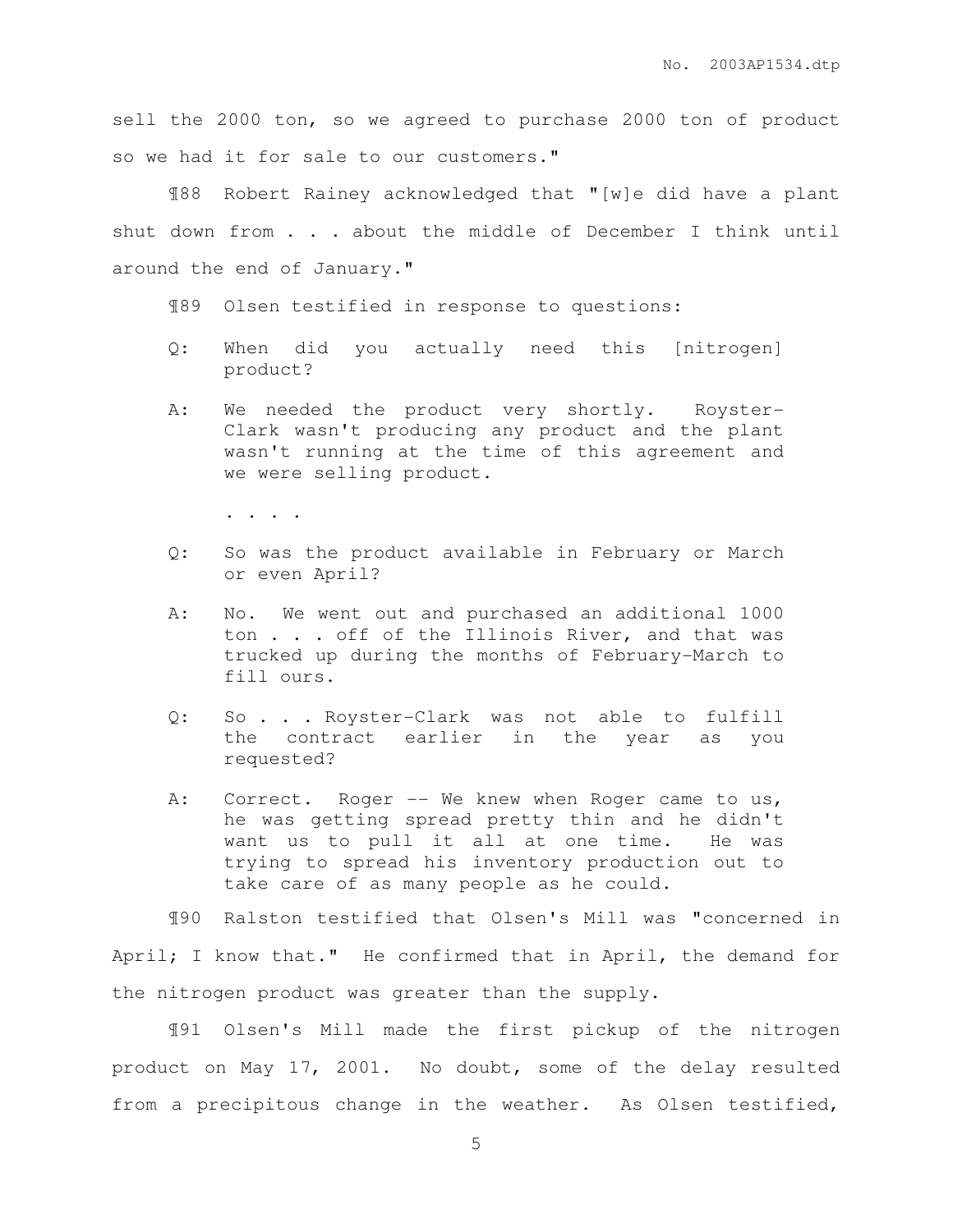sell the 2000 ton, so we agreed to purchase 2000 ton of product so we had it for sale to our customers."

¶88 Robert Rainey acknowledged that "[w]e did have a plant shut down from . . . about the middle of December I think until around the end of January."

¶89 Olsen testified in response to questions:

> Q: When did you actually need this [nitrogen] product?
>
> A: We needed the product very shortly. Royster-Clark wasn't producing any product and the plant wasn't running at the time of this agreement and we were selling product.
>
> . . . .
>
> Q: So was the product available in February or March or even April?
>
> A: No. We went out and purchased an additional 1000 ton . . . off of the Illinois River, and that was trucked up during the months of February-March to fill ours.
>
> Q: So . . . Royster-Clark was not able to fulfill the contract earlier in the year as you requested?
>
> A: Correct. Roger -- We knew when Roger came to us, he was getting spread pretty thin and he didn't want us to pull it all at one time. He was trying to spread his inventory production out to take care of as many people as he could.

¶90 Ralston testified that Olsen's Mill was "concerned in April; I know that." He confirmed that in April, the demand for the nitrogen product was greater than the supply.

¶91 Olsen's Mill made the first pickup of the nitrogen product on May 17, 2001. No doubt, some of the delay resulted from a precipitous change in the weather. As Olsen testified,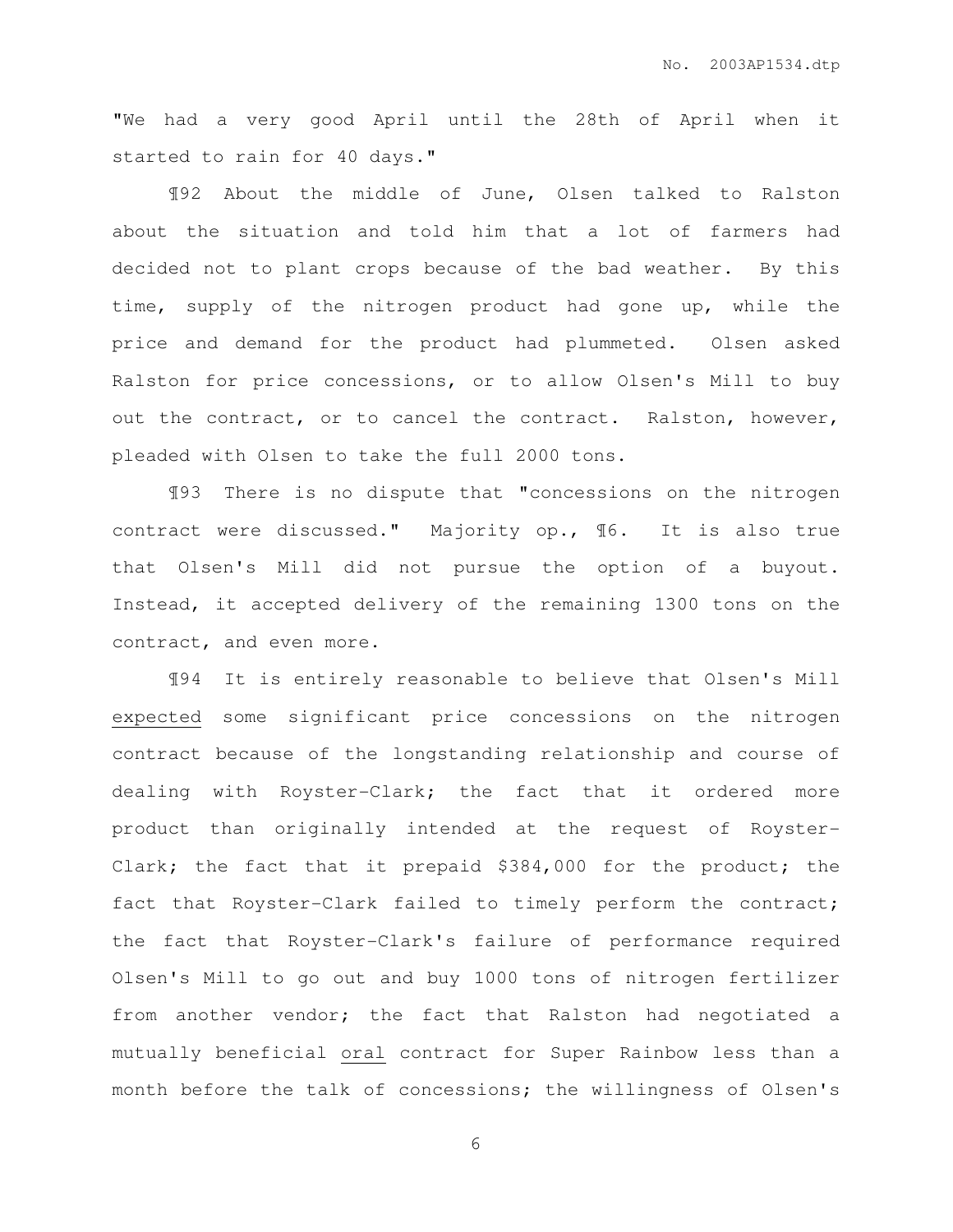"We had a very good April until the 28th of April when it started to rain for 40 days."

¶92 About the middle of June, Olsen talked to Ralston about the situation and told him that a lot of farmers had decided not to plant crops because of the bad weather. By this time, supply of the nitrogen product had gone up, while the price and demand for the product had plummeted. Olsen asked Ralston for price concessions, or to allow Olsen's Mill to buy out the contract, or to cancel the contract. Ralston, however, pleaded with Olsen to take the full 2000 tons.

¶93 There is no dispute that "concessions on the nitrogen contract were discussed." Majority op., ¶6. It is also true that Olsen's Mill did not pursue the option of a buyout. Instead, it accepted delivery of the remaining 1300 tons on the contract, and even more.

¶94 It is entirely reasonable to believe that Olsen's Mill expected some significant price concessions on the nitrogen contract because of the longstanding relationship and course of dealing with Royster-Clark; the fact that it ordered more product than originally intended at the request of Royster-Clark; the fact that it prepaid \$384,000 for the product; the fact that Royster-Clark failed to timely perform the contract; the fact that Royster-Clark's failure of performance required Olsen's Mill to go out and buy 1000 tons of nitrogen fertilizer from another vendor; the fact that Ralston had negotiated a mutually beneficial oral contract for Super Rainbow less than a month before the talk of concessions; the willingness of Olsen's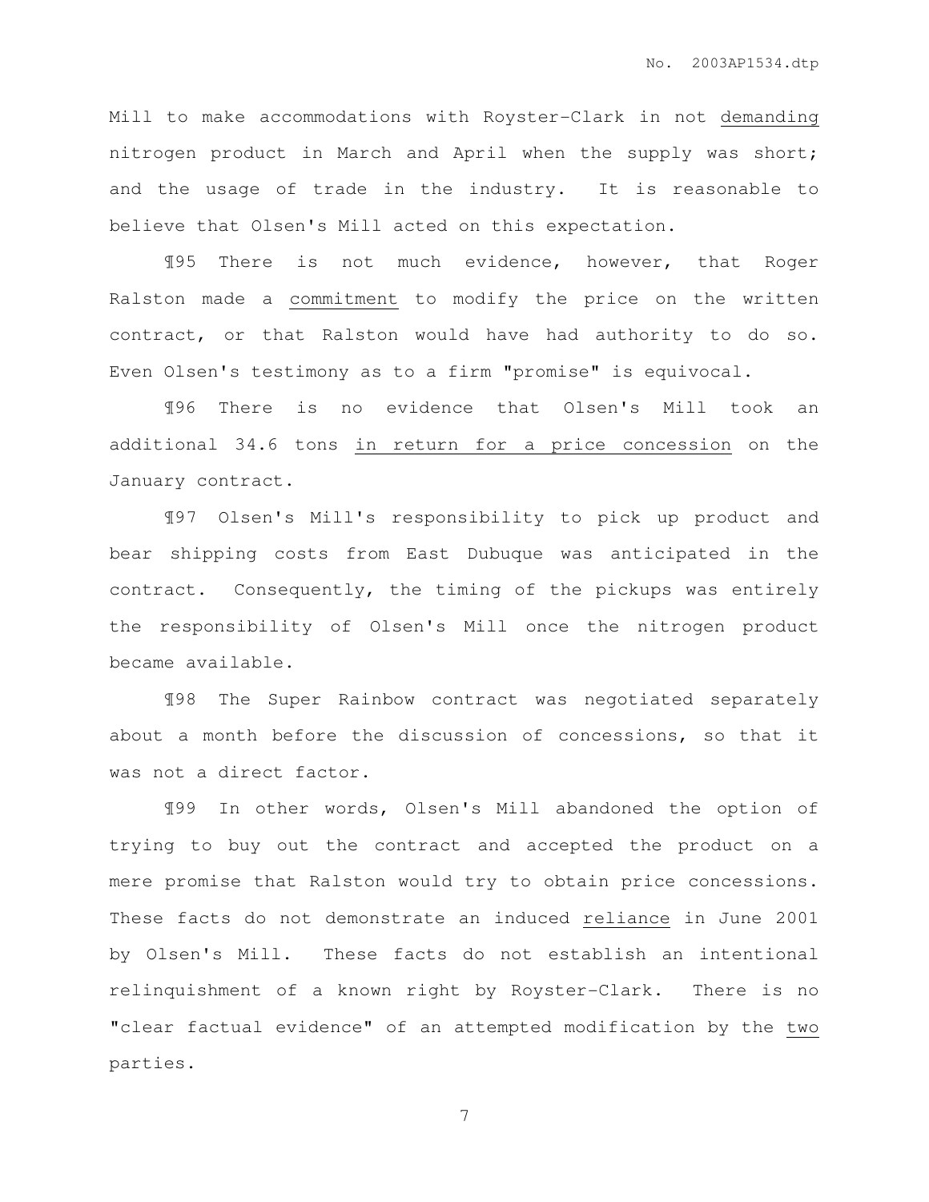Mill to make accommodations with Royster-Clark in not demanding nitrogen product in March and April when the supply was short; and the usage of trade in the industry. It is reasonable to believe that Olsen's Mill acted on this expectation.

¶95 There is not much evidence, however, that Roger Ralston made a commitment to modify the price on the written contract, or that Ralston would have had authority to do so. Even Olsen's testimony as to a firm "promise" is equivocal.

¶96 There is no evidence that Olsen's Mill took an additional 34.6 tons in return for a price concession on the January contract.

¶97 Olsen's Mill's responsibility to pick up product and bear shipping costs from East Dubuque was anticipated in the contract. Consequently, the timing of the pickups was entirely the responsibility of Olsen's Mill once the nitrogen product became available.

¶98 The Super Rainbow contract was negotiated separately about a month before the discussion of concessions, so that it was not a direct factor.

¶99 In other words, Olsen's Mill abandoned the option of trying to buy out the contract and accepted the product on a mere promise that Ralston would try to obtain price concessions. These facts do not demonstrate an induced reliance in June 2001 by Olsen's Mill. These facts do not establish an intentional relinquishment of a known right by Royster-Clark. There is no "clear factual evidence" of an attempted modification by the two parties.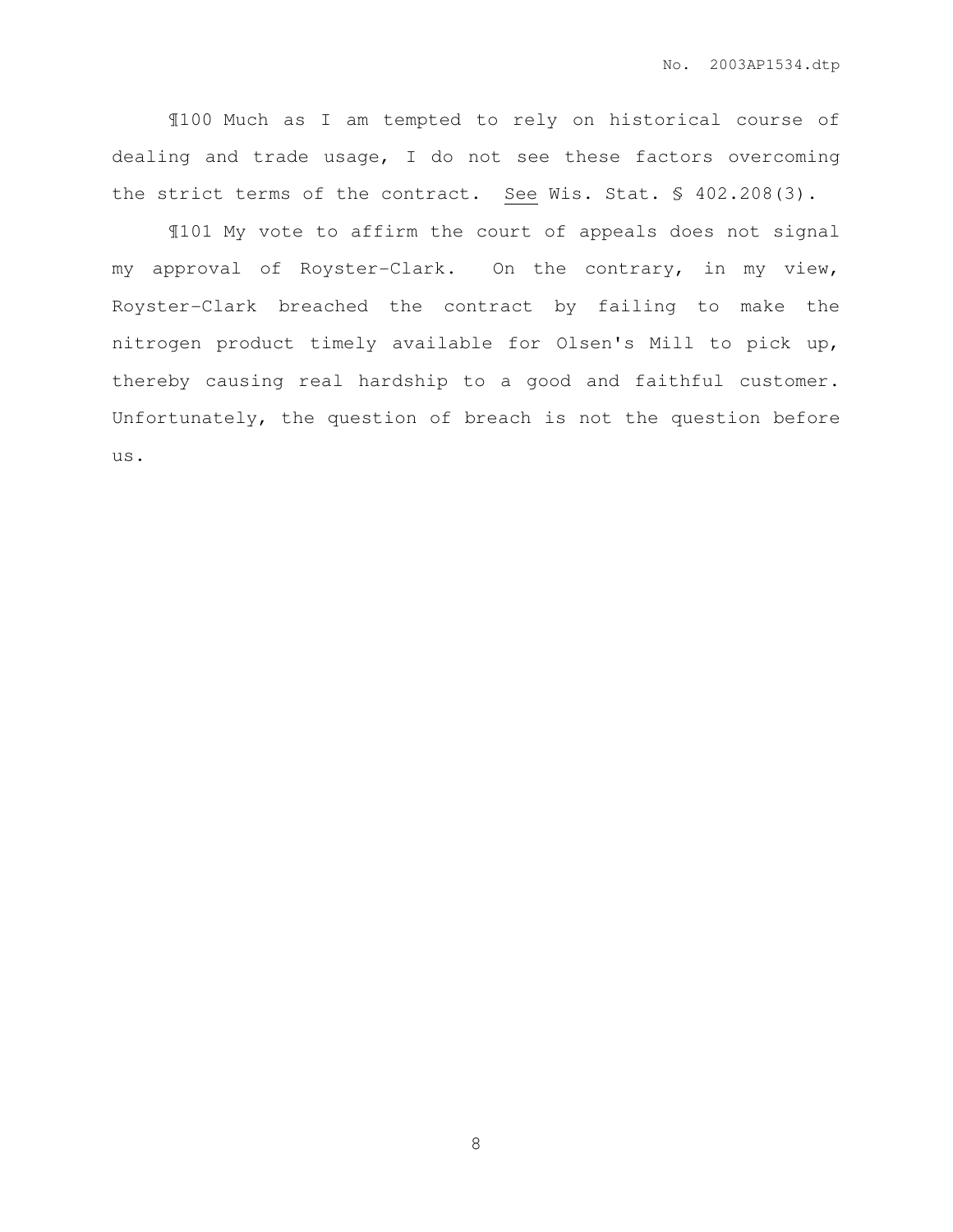¶100 Much as I am tempted to rely on historical course of dealing and trade usage, I do not see these factors overcoming the strict terms of the contract. See Wis. Stat. § 402.208(3).

¶101 My vote to affirm the court of appeals does not signal my approval of Royster-Clark. On the contrary, in my view, Royster-Clark breached the contract by failing to make the nitrogen product timely available for Olsen's Mill to pick up, thereby causing real hardship to a good and faithful customer. Unfortunately, the question of breach is not the question before us.